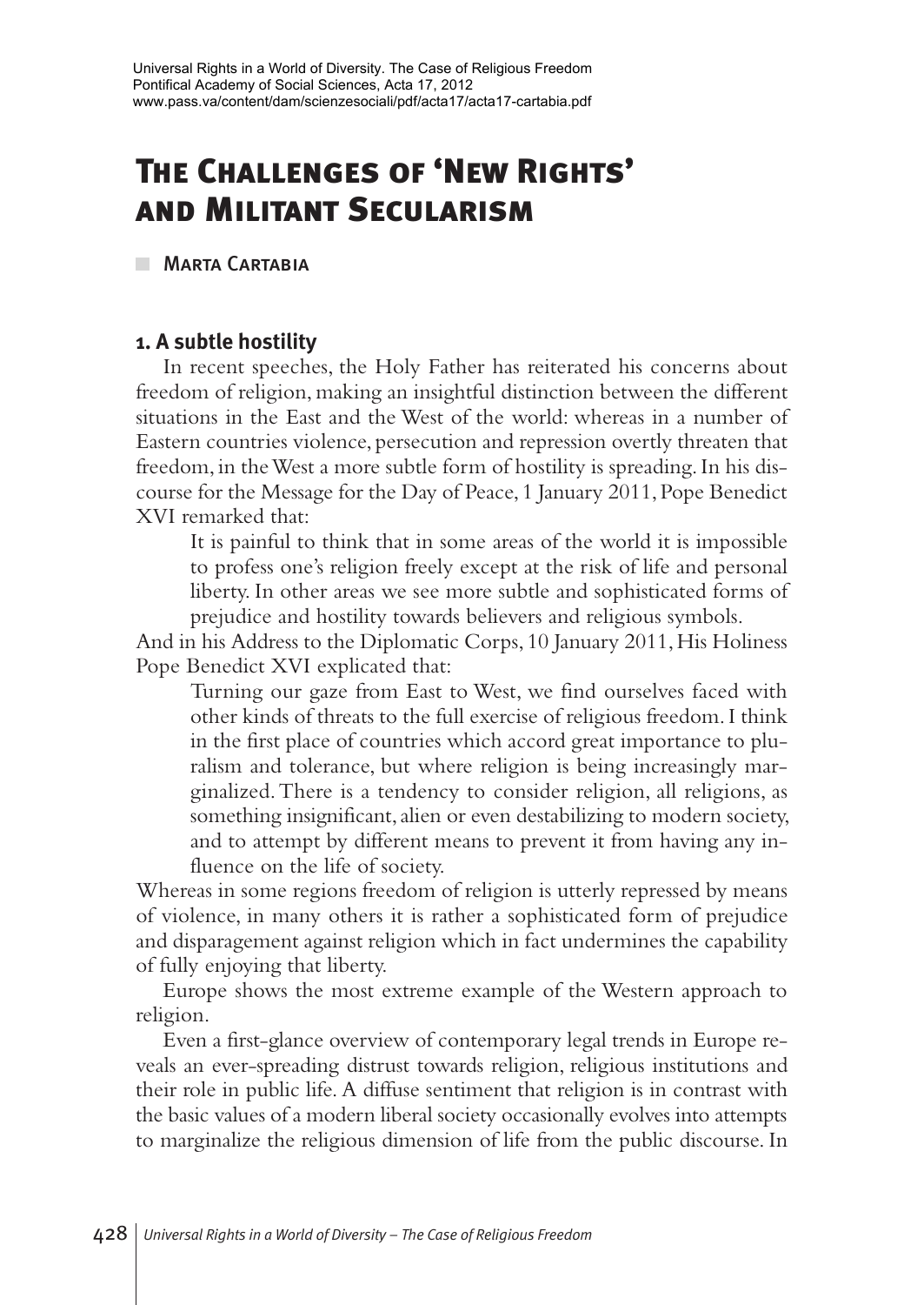# The Challenges of 'New Rights' and Militant Secularism

Marta Cartabia

## 1. A subtle hostility

In recent speeches, the Holy Father has reiterated his concerns about freedom of religion, making an insightful distinction between the different situations in the East and the West of the world: whereas in a number of Eastern countries violence, persecution and repression overtly threaten that freedom, in the West a more subtle form of hostility is spreading. In his discourse for the Message for the Day of Peace, 1 January 2011, Pope Benedict XVI remarked that:

> It is painful to think that in some areas of the world it is impossible to profess one's religion freely except at the risk of life and personal liberty. In other areas we see more subtle and sophisticated forms of prejudice and hostility towards believers and religious symbols.

And in his Address to the Diplomatic Corps, 10 January 2011, His Holiness Pope Benedict XVI explicated that:

> Turning our gaze from East to West, we find ourselves faced with other kinds of threats to the full exercise of religious freedom. I think in the first place of countries which accord great importance to pluralism and tolerance, but where religion is being increasingly marginalized. There is a tendency to consider religion, all religions, as something insignificant, alien or even destabilizing to modern society, and to attempt by different means to prevent it from having any influence on the life of society.

Whereas in some regions freedom of religion is utterly repressed by means of violence, in many others it is rather a sophisticated form of prejudice and disparagement against religion which in fact undermines the capability of fully enjoying that liberty.

Europe shows the most extreme example of the Western approach to religion.

Even a first-glance overview of contemporary legal trends in Europe reveals an ever-spreading distrust towards religion, religious institutions and their role in public life. A diffuse sentiment that religion is in contrast with the basic values of a modern liberal society occasionally evolves into attempts to marginalize the religious dimension of life from the public discourse. In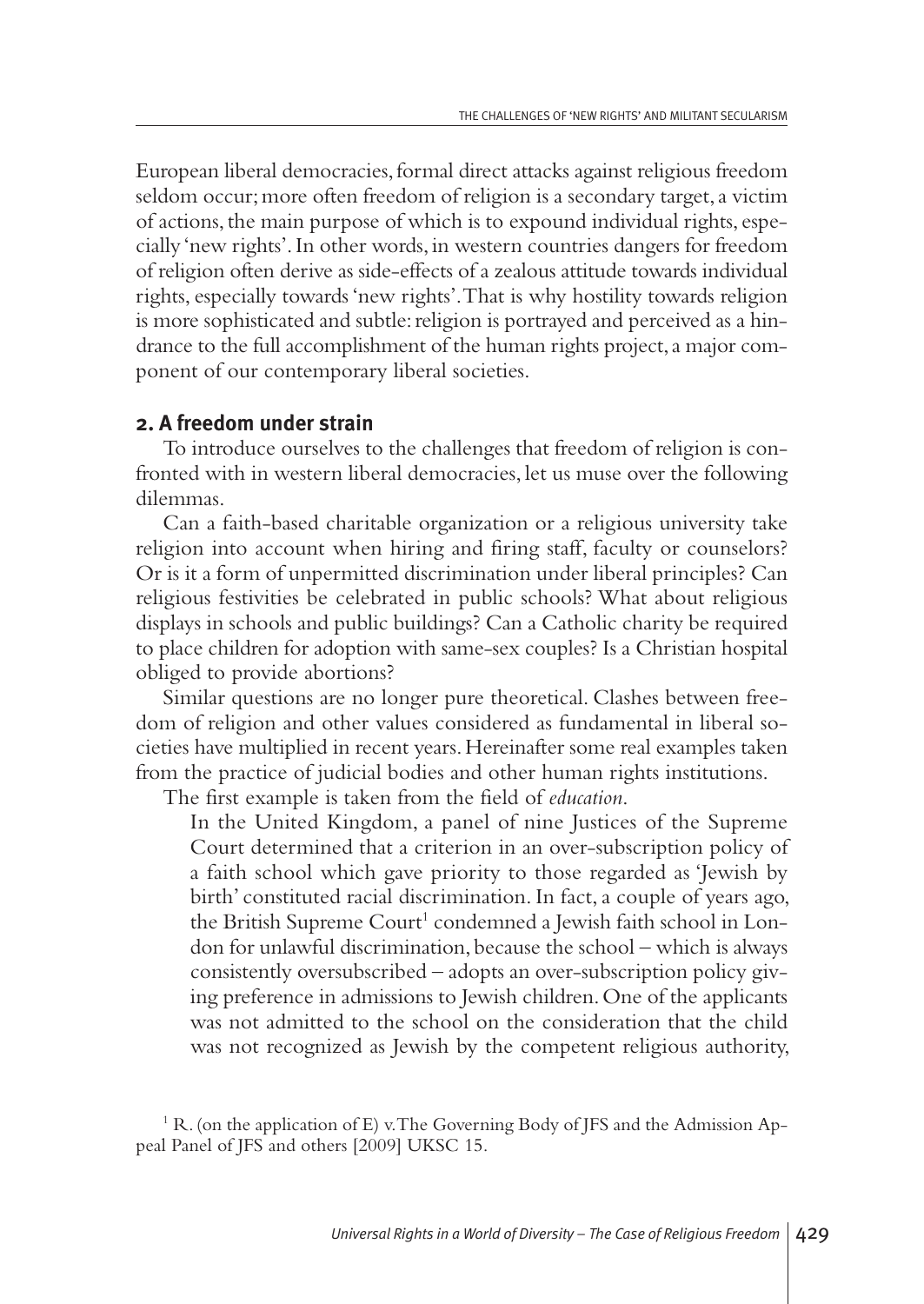European liberal democracies, formal direct attacks against religious freedom seldom occur; more often freedom of religion is a secondary target, a victim of actions, the main purpose of which is to expound individual rights, especially 'new rights'. In other words, in western countries dangers for freedom of religion often derive as side-effects of a zealous attitude towards individual rights, especially towards 'new rights'. That is why hostility towards religion is more sophisticated and subtle: religion is portrayed and perceived as a hindrance to the full accomplishment of the human rights project, a major component of our contemporary liberal societies.

## 2. A freedom under strain

To introduce ourselves to the challenges that freedom of religion is confronted with in western liberal democracies, let us muse over the following dilemmas.

Can a faith-based charitable organization or a religious university take religion into account when hiring and firing staff, faculty or counselors? Or is it a form of unpermitted discrimination under liberal principles? Can religious festivities be celebrated in public schools? What about religious displays in schools and public buildings? Can a Catholic charity be required to place children for adoption with same-sex couples? Is a Christian hospital obliged to provide abortions?

Similar questions are no longer pure theoretical. Clashes between freedom of religion and other values considered as fundamental in liberal societies have multiplied in recent years. Hereinafter some real examples taken from the practice of judicial bodies and other human rights institutions.

The first example is taken from the field of *education*.

> In the United Kingdom, a panel of nine Justices of the Supreme Court determined that a criterion in an over-subscription policy of a faith school which gave priority to those regarded as 'Jewish by birth' constituted racial discrimination. In fact, a couple of years ago, the British Supreme Court[1] condemned a Jewish faith school in London for unlawful discrimination, because the school – which is always consistently oversubscribed – adopts an over-subscription policy giving preference in admissions to Jewish children. One of the applicants was not admitted to the school on the consideration that the child was not recognized as Jewish by the competent religious authority,

[1] R. (on the application of E) v. The Governing Body of JFS and the Admission Appeal Panel of JFS and others [2009] UKSC 15.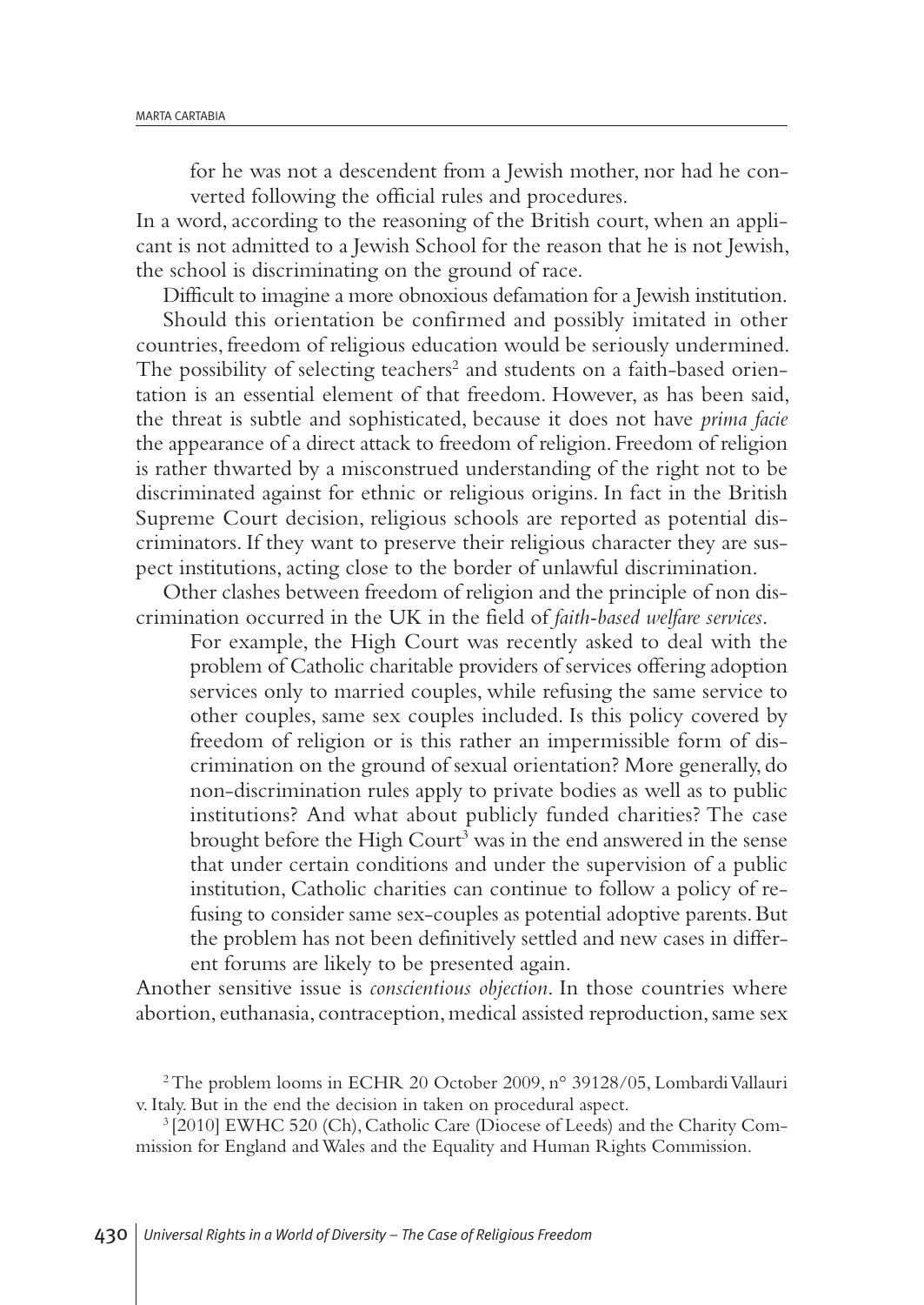> for he was not a descendent from a Jewish mother, nor had he converted following the official rules and procedures.

In a word, according to the reasoning of the British court, when an applicant is not admitted to a Jewish School for the reason that he is not Jewish, the school is discriminating on the ground of race.

Difficult to imagine a more obnoxious defamation for a Jewish institution.

Should this orientation be confirmed and possibly imitated in other countries, freedom of religious education would be seriously undermined. The possibility of selecting teachers[2] and students on a faith-based orientation is an essential element of that freedom. However, as has been said, the threat is subtle and sophisticated, because it does not have *prima facie* the appearance of a direct attack to freedom of religion. Freedom of religion is rather thwarted by a misconstrued understanding of the right not to be discriminated against for ethnic or religious origins. In fact in the British Supreme Court decision, religious schools are reported as potential discriminators. If they want to preserve their religious character they are suspect institutions, acting close to the border of unlawful discrimination.

Other clashes between freedom of religion and the principle of non discrimination occurred in the UK in the field of *faith-based welfare services*.

> For example, the High Court was recently asked to deal with the problem of Catholic charitable providers of services offering adoption services only to married couples, while refusing the same service to other couples, same sex couples included. Is this policy covered by freedom of religion or is this rather an impermissible form of discrimination on the ground of sexual orientation? More generally, do non-discrimination rules apply to private bodies as well as to public institutions? And what about publicly funded charities? The case brought before the High Court[3] was in the end answered in the sense that under certain conditions and under the supervision of a public institution, Catholic charities can continue to follow a policy of refusing to consider same sex-couples as potential adoptive parents. But the problem has not been definitively settled and new cases in different forums are likely to be presented again.

Another sensitive issue is *conscientious objection*. In those countries where abortion, euthanasia, contraception, medical assisted reproduction, same sex

[2] The problem looms in ECHR 20 October 2009, n° 39128/05, Lombardi Vallauri v. Italy. But in the end the decision in taken on procedural aspect.

[3] [2010] EWHC 520 (Ch), Catholic Care (Diocese of Leeds) and the Charity Commission for England and Wales and the Equality and Human Rights Commission.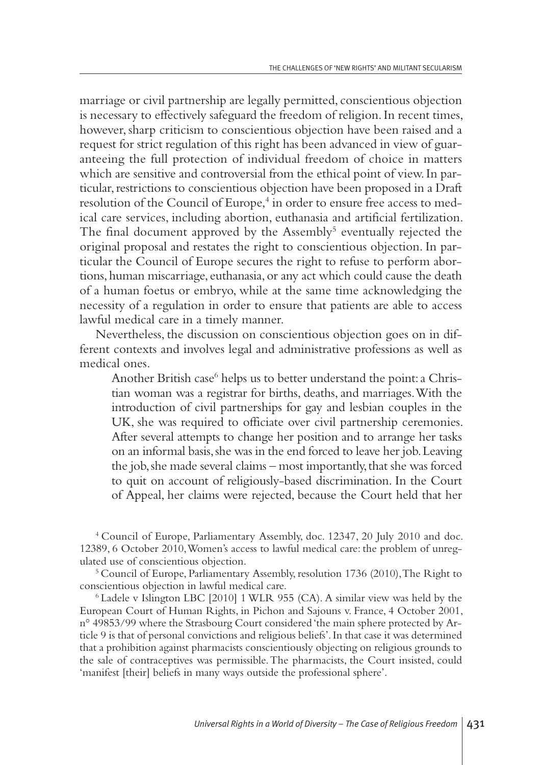marriage or civil partnership are legally permitted, conscientious objection is necessary to effectively safeguard the freedom of religion. In recent times, however, sharp criticism to conscientious objection have been raised and a request for strict regulation of this right has been advanced in view of guaranteeing the full protection of individual freedom of choice in matters which are sensitive and controversial from the ethical point of view. In particular, restrictions to conscientious objection have been proposed in a Draft resolution of the Council of Europe,[4] in order to ensure free access to medical care services, including abortion, euthanasia and artificial fertilization. The final document approved by the Assembly[5] eventually rejected the original proposal and restates the right to conscientious objection. In particular the Council of Europe secures the right to refuse to perform abortions, human miscarriage, euthanasia, or any act which could cause the death of a human foetus or embryo, while at the same time acknowledging the necessity of a regulation in order to ensure that patients are able to access lawful medical care in a timely manner.

Nevertheless, the discussion on conscientious objection goes on in different contexts and involves legal and administrative professions as well as medical ones.

> Another British case[6] helps us to better understand the point: a Christian woman was a registrar for births, deaths, and marriages. With the introduction of civil partnerships for gay and lesbian couples in the UK, she was required to officiate over civil partnership ceremonies. After several attempts to change her position and to arrange her tasks on an informal basis, she was in the end forced to leave her job. Leaving the job, she made several claims – most importantly, that she was forced to quit on account of religiously-based discrimination. In the Court of Appeal, her claims were rejected, because the Court held that her

[4] Council of Europe, Parliamentary Assembly, doc. 12347, 20 July 2010 and doc. 12389, 6 October 2010, Women's access to lawful medical care: the problem of unregulated use of conscientious objection.

[5] Council of Europe, Parliamentary Assembly, resolution 1736 (2010), The Right to conscientious objection in lawful medical care.

[6] Ladele v Islington LBC [2010] 1 WLR 955 (CA). A similar view was held by the European Court of Human Rights, in Pichon and Sajouns v. France, 4 October 2001, n° 49853/99 where the Strasbourg Court considered 'the main sphere protected by Article 9 is that of personal convictions and religious beliefs'. In that case it was determined that a prohibition against pharmacists conscientiously objecting on religious grounds to the sale of contraceptives was permissible. The pharmacists, the Court insisted, could 'manifest [their] beliefs in many ways outside the professional sphere'.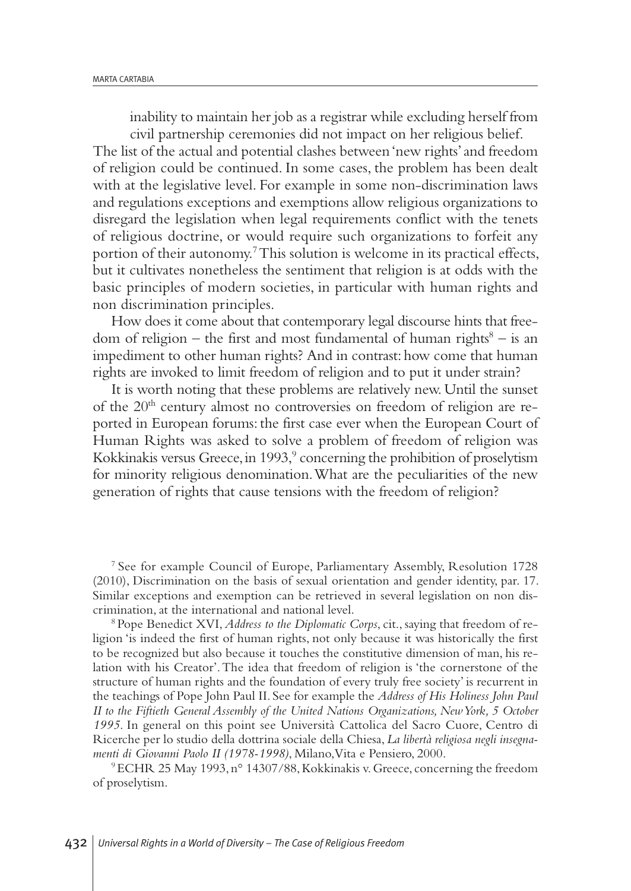inability to maintain her job as a registrar while excluding herself from civil partnership ceremonies did not impact on her religious belief.

The list of the actual and potential clashes between 'new rights' and freedom of religion could be continued. In some cases, the problem has been dealt with at the legislative level. For example in some non-discrimination laws and regulations exceptions and exemptions allow religious organizations to disregard the legislation when legal requirements conflict with the tenets of religious doctrine, or would require such organizations to forfeit any portion of their autonomy.[7] This solution is welcome in its practical effects, but it cultivates nonetheless the sentiment that religion is at odds with the basic principles of modern societies, in particular with human rights and non discrimination principles.

How does it come about that contemporary legal discourse hints that freedom of religion – the first and most fundamental of human rights[8] – is an impediment to other human rights? And in contrast: how come that human rights are invoked to limit freedom of religion and to put it under strain?

It is worth noting that these problems are relatively new. Until the sunset of the 20th century almost no controversies on freedom of religion are reported in European forums: the first case ever when the European Court of Human Rights was asked to solve a problem of freedom of religion was Kokkinakis versus Greece, in 1993,[9] concerning the prohibition of proselytism for minority religious denomination. What are the peculiarities of the new generation of rights that cause tensions with the freedom of religion?

---

[7] See for example Council of Europe, Parliamentary Assembly, Resolution 1728 (2010), Discrimination on the basis of sexual orientation and gender identity, par. 17. Similar exceptions and exemption can be retrieved in several legislation on non discrimination, at the international and national level.

[8] Pope Benedict XVI, *Address to the Diplomatic Corps*, cit., saying that freedom of religion 'is indeed the first of human rights, not only because it was historically the first to be recognized but also because it touches the constitutive dimension of man, his relation with his Creator'. The idea that freedom of religion is 'the cornerstone of the structure of human rights and the foundation of every truly free society' is recurrent in the teachings of Pope John Paul II. See for example the *Address of His Holiness John Paul II to the Fiftieth General Assembly of the United Nations Organizations, New York, 5 October 1995*. In general on this point see Università Cattolica del Sacro Cuore, Centro di Ricerche per lo studio della dottrina sociale della Chiesa, *La libertà religiosa negli insegnamenti di Giovanni Paolo II (1978-1998)*, Milano, Vita e Pensiero, 2000.

[9] ECHR 25 May 1993, n° 14307/88, Kokkinakis v. Greece, concerning the freedom of proselytism.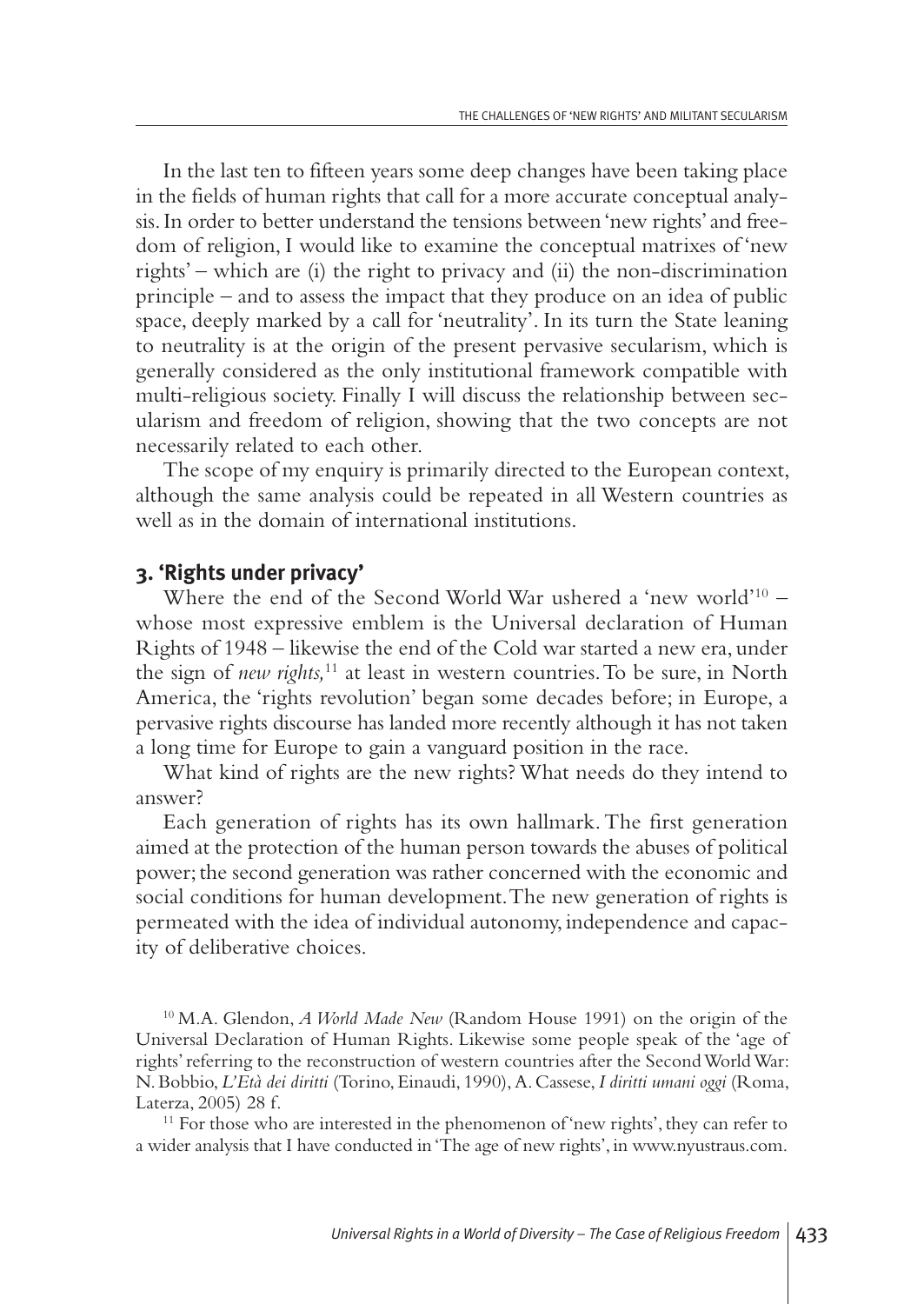In the last ten to fifteen years some deep changes have been taking place in the fields of human rights that call for a more accurate conceptual analysis. In order to better understand the tensions between 'new rights' and freedom of religion, I would like to examine the conceptual matrixes of 'new rights' – which are (i) the right to privacy and (ii) the non-discrimination principle – and to assess the impact that they produce on an idea of public space, deeply marked by a call for 'neutrality'. In its turn the State leaning to neutrality is at the origin of the present pervasive secularism, which is generally considered as the only institutional framework compatible with multi-religious society. Finally I will discuss the relationship between secularism and freedom of religion, showing that the two concepts are not necessarily related to each other.

The scope of my enquiry is primarily directed to the European context, although the same analysis could be repeated in all Western countries as well as in the domain of international institutions.

## 3. 'Rights under privacy'

Where the end of the Second World War ushered a 'new world'[10] – whose most expressive emblem is the Universal declaration of Human Rights of 1948 – likewise the end of the Cold war started a new era, under the sign of *new rights,*[11] at least in western countries. To be sure, in North America, the 'rights revolution' began some decades before; in Europe, a pervasive rights discourse has landed more recently although it has not taken a long time for Europe to gain a vanguard position in the race.

What kind of rights are the new rights? What needs do they intend to answer?

Each generation of rights has its own hallmark. The first generation aimed at the protection of the human person towards the abuses of political power; the second generation was rather concerned with the economic and social conditions for human development. The new generation of rights is permeated with the idea of individual autonomy, independence and capacity of deliberative choices.

[10] M.A. Glendon, *A World Made New* (Random House 1991) on the origin of the Universal Declaration of Human Rights. Likewise some people speak of the 'age of rights' referring to the reconstruction of western countries after the Second World War: N. Bobbio, *L'Età dei diritti* (Torino, Einaudi, 1990), A. Cassese, *I diritti umani oggi* (Roma, Laterza, 2005) 28 f.

[11] For those who are interested in the phenomenon of 'new rights', they can refer to a wider analysis that I have conducted in 'The age of new rights', in www.nyustraus.com.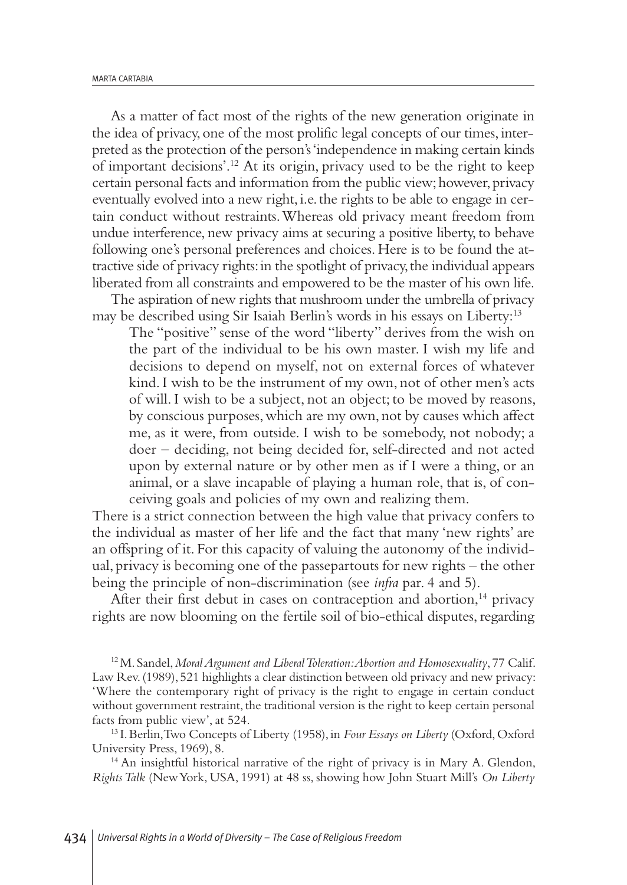As a matter of fact most of the rights of the new generation originate in the idea of privacy, one of the most prolific legal concepts of our times, interpreted as the protection of the person's 'independence in making certain kinds of important decisions'.[12] At its origin, privacy used to be the right to keep certain personal facts and information from the public view; however, privacy eventually evolved into a new right, i.e. the rights to be able to engage in certain conduct without restraints. Whereas old privacy meant freedom from undue interference, new privacy aims at securing a positive liberty, to behave following one's personal preferences and choices. Here is to be found the attractive side of privacy rights: in the spotlight of privacy, the individual appears liberated from all constraints and empowered to be the master of his own life.

The aspiration of new rights that mushroom under the umbrella of privacy may be described using Sir Isaiah Berlin's words in his essays on Liberty:[13]

> The "positive" sense of the word "liberty" derives from the wish on the part of the individual to be his own master. I wish my life and decisions to depend on myself, not on external forces of whatever kind. I wish to be the instrument of my own, not of other men's acts of will. I wish to be a subject, not an object; to be moved by reasons, by conscious purposes, which are my own, not by causes which affect me, as it were, from outside. I wish to be somebody, not nobody; a doer – deciding, not being decided for, self-directed and not acted upon by external nature or by other men as if I were a thing, or an animal, or a slave incapable of playing a human role, that is, of conceiving goals and policies of my own and realizing them.

There is a strict connection between the high value that privacy confers to the individual as master of her life and the fact that many 'new rights' are an offspring of it. For this capacity of valuing the autonomy of the individual, privacy is becoming one of the passepartouts for new rights – the other being the principle of non-discrimination (see *infra* par. 4 and 5).

After their first debut in cases on contraception and abortion,[14] privacy rights are now blooming on the fertile soil of bio-ethical disputes, regarding

---

[12] M. Sandel, *Moral Argument and Liberal Toleration: Abortion and Homosexuality*, 77 Calif. Law Rev. (1989), 521 highlights a clear distinction between old privacy and new privacy: 'Where the contemporary right of privacy is the right to engage in certain conduct without government restraint, the traditional version is the right to keep certain personal facts from public view', at 524.

[13] I. Berlin, Two Concepts of Liberty (1958), in *Four Essays on Liberty* (Oxford, Oxford University Press, 1969), 8.

[14] An insightful historical narrative of the right of privacy is in Mary A. Glendon, *Rights Talk* (New York, USA, 1991) at 48 ss, showing how John Stuart Mill's *On Liberty*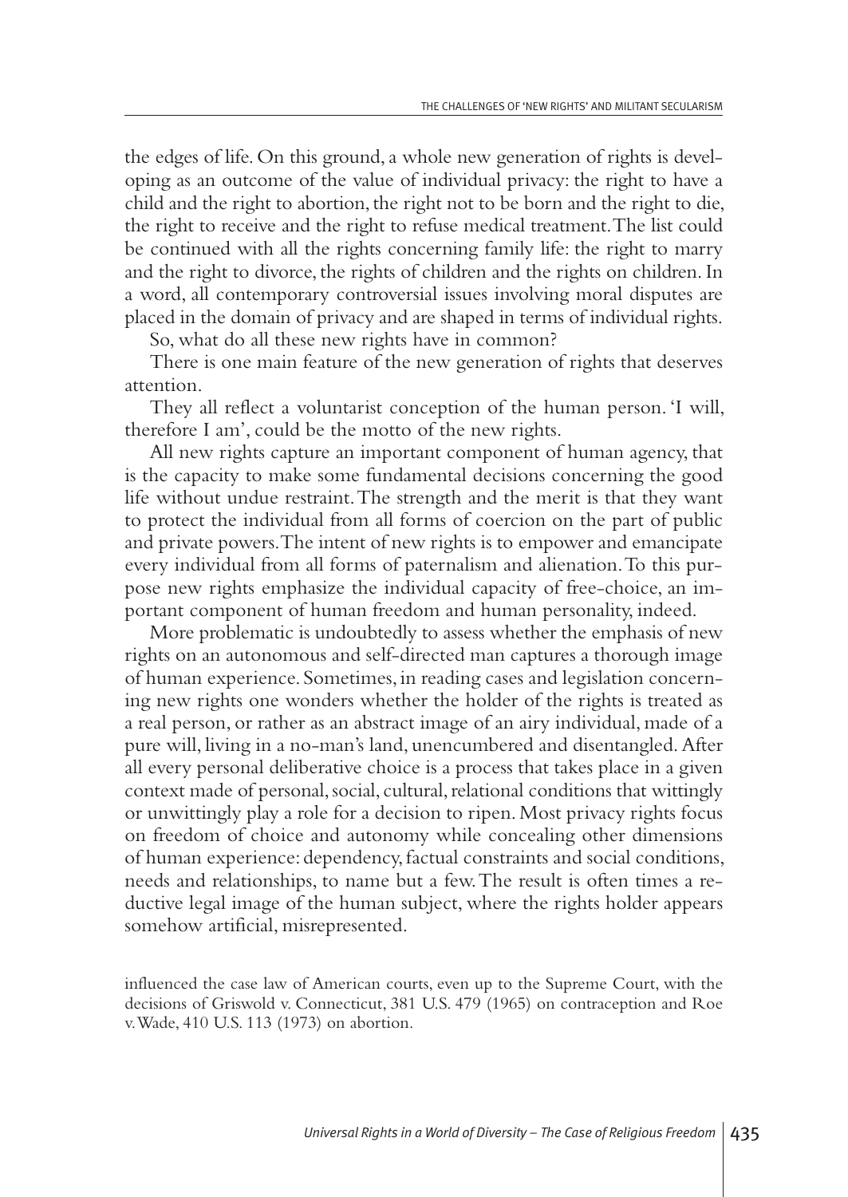the edges of life. On this ground, a whole new generation of rights is developing as an outcome of the value of individual privacy: the right to have a child and the right to abortion, the right not to be born and the right to die, the right to receive and the right to refuse medical treatment. The list could be continued with all the rights concerning family life: the right to marry and the right to divorce, the rights of children and the rights on children. In a word, all contemporary controversial issues involving moral disputes are placed in the domain of privacy and are shaped in terms of individual rights.

So, what do all these new rights have in common?

There is one main feature of the new generation of rights that deserves attention.

They all reflect a voluntarist conception of the human person. 'I will, therefore I am', could be the motto of the new rights.

All new rights capture an important component of human agency, that is the capacity to make some fundamental decisions concerning the good life without undue restraint. The strength and the merit is that they want to protect the individual from all forms of coercion on the part of public and private powers. The intent of new rights is to empower and emancipate every individual from all forms of paternalism and alienation. To this purpose new rights emphasize the individual capacity of free-choice, an important component of human freedom and human personality, indeed.

More problematic is undoubtedly to assess whether the emphasis of new rights on an autonomous and self-directed man captures a thorough image of human experience. Sometimes, in reading cases and legislation concerning new rights one wonders whether the holder of the rights is treated as a real person, or rather as an abstract image of an airy individual, made of a pure will, living in a no-man's land, unencumbered and disentangled. After all every personal deliberative choice is a process that takes place in a given context made of personal, social, cultural, relational conditions that wittingly or unwittingly play a role for a decision to ripen. Most privacy rights focus on freedom of choice and autonomy while concealing other dimensions of human experience: dependency, factual constraints and social conditions, needs and relationships, to name but a few. The result is often times a reductive legal image of the human subject, where the rights holder appears somehow artificial, misrepresented.

influenced the case law of American courts, even up to the Supreme Court, with the decisions of Griswold v. Connecticut, 381 U.S. 479 (1965) on contraception and Roe v. Wade, 410 U.S. 113 (1973) on abortion.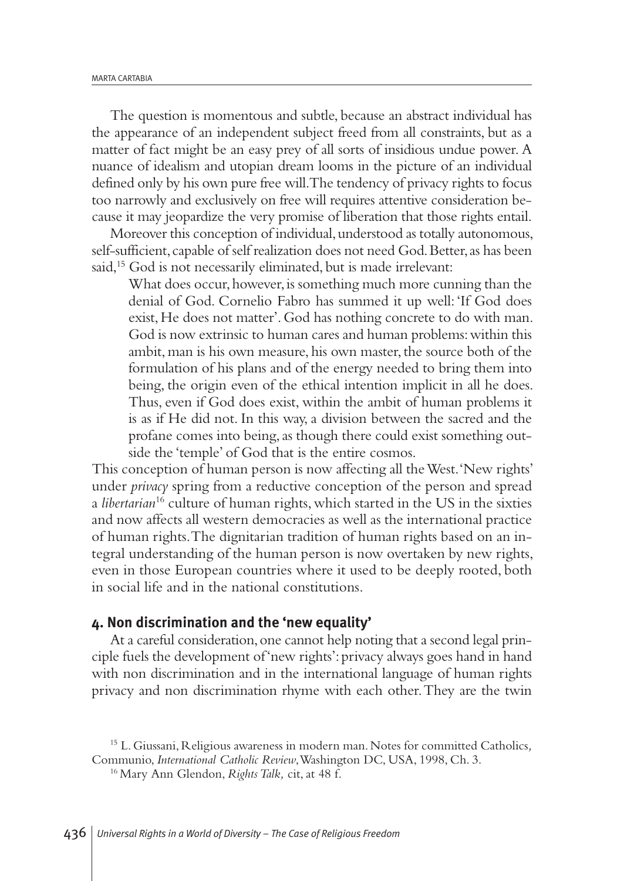The question is momentous and subtle, because an abstract individual has the appearance of an independent subject freed from all constraints, but as a matter of fact might be an easy prey of all sorts of insidious undue power. A nuance of idealism and utopian dream looms in the picture of an individual defined only by his own pure free will. The tendency of privacy rights to focus too narrowly and exclusively on free will requires attentive consideration because it may jeopardize the very promise of liberation that those rights entail.

Moreover this conception of individual, understood as totally autonomous, self-sufficient, capable of self realization does not need God. Better, as has been said,[15] God is not necessarily eliminated, but is made irrelevant:

> What does occur, however, is something much more cunning than the denial of God. Cornelio Fabro has summed it up well: 'If God does exist, He does not matter'. God has nothing concrete to do with man. God is now extrinsic to human cares and human problems: within this ambit, man is his own measure, his own master, the source both of the formulation of his plans and of the energy needed to bring them into being, the origin even of the ethical intention implicit in all he does. Thus, even if God does exist, within the ambit of human problems it is as if He did not. In this way, a division between the sacred and the profane comes into being, as though there could exist something outside the 'temple' of God that is the entire cosmos.

This conception of human person is now affecting all the West. 'New rights' under *privacy* spring from a reductive conception of the person and spread a *libertarian*[16] culture of human rights, which started in the US in the sixties and now affects all western democracies as well as the international practice of human rights. The dignitarian tradition of human rights based on an integral understanding of the human person is now overtaken by new rights, even in those European countries where it used to be deeply rooted, both in social life and in the national constitutions.

## 4. Non discrimination and the 'new equality'

At a careful consideration, one cannot help noting that a second legal principle fuels the development of 'new rights': privacy always goes hand in hand with non discrimination and in the international language of human rights privacy and non discrimination rhyme with each other. They are the twin

[15] L. Giussani, Religious awareness in modern man. Notes for committed Catholics, Communio, *International Catholic Review*, Washington DC, USA, 1998, Ch. 3.

[16] Mary Ann Glendon, *Rights Talk,* cit, at 48 f.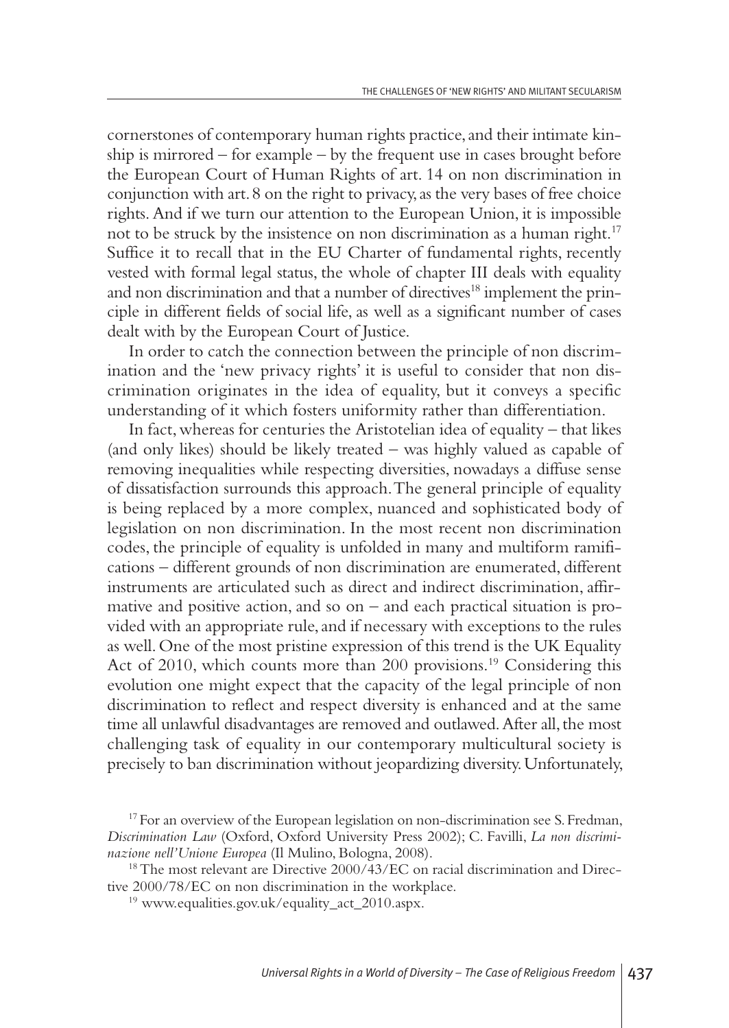cornerstones of contemporary human rights practice, and their intimate kinship is mirrored – for example – by the frequent use in cases brought before the European Court of Human Rights of art. 14 on non discrimination in conjunction with art. 8 on the right to privacy, as the very bases of free choice rights. And if we turn our attention to the European Union, it is impossible not to be struck by the insistence on non discrimination as a human right.[17] Suffice it to recall that in the EU Charter of fundamental rights, recently vested with formal legal status, the whole of chapter III deals with equality and non discrimination and that a number of directives[18] implement the principle in different fields of social life, as well as a significant number of cases dealt with by the European Court of Justice.

In order to catch the connection between the principle of non discrimination and the 'new privacy rights' it is useful to consider that non discrimination originates in the idea of equality, but it conveys a specific understanding of it which fosters uniformity rather than differentiation.

In fact, whereas for centuries the Aristotelian idea of equality – that likes (and only likes) should be likely treated – was highly valued as capable of removing inequalities while respecting diversities, nowadays a diffuse sense of dissatisfaction surrounds this approach. The general principle of equality is being replaced by a more complex, nuanced and sophisticated body of legislation on non discrimination. In the most recent non discrimination codes, the principle of equality is unfolded in many and multiform ramifications – different grounds of non discrimination are enumerated, different instruments are articulated such as direct and indirect discrimination, affirmative and positive action, and so on – and each practical situation is provided with an appropriate rule, and if necessary with exceptions to the rules as well. One of the most pristine expression of this trend is the UK Equality Act of 2010, which counts more than 200 provisions.[19] Considering this evolution one might expect that the capacity of the legal principle of non discrimination to reflect and respect diversity is enhanced and at the same time all unlawful disadvantages are removed and outlawed. After all, the most challenging task of equality in our contemporary multicultural society is precisely to ban discrimination without jeopardizing diversity. Unfortunately,

[17] For an overview of the European legislation on non-discrimination see S. Fredman, *Discrimination Law* (Oxford, Oxford University Press 2002); C. Favilli, *La non discriminazione nell'Unione Europea* (Il Mulino, Bologna, 2008).

[18] The most relevant are Directive 2000/43/EC on racial discrimination and Directive 2000/78/EC on non discrimination in the workplace.

[19] www.equalities.gov.uk/equality_act_2010.aspx.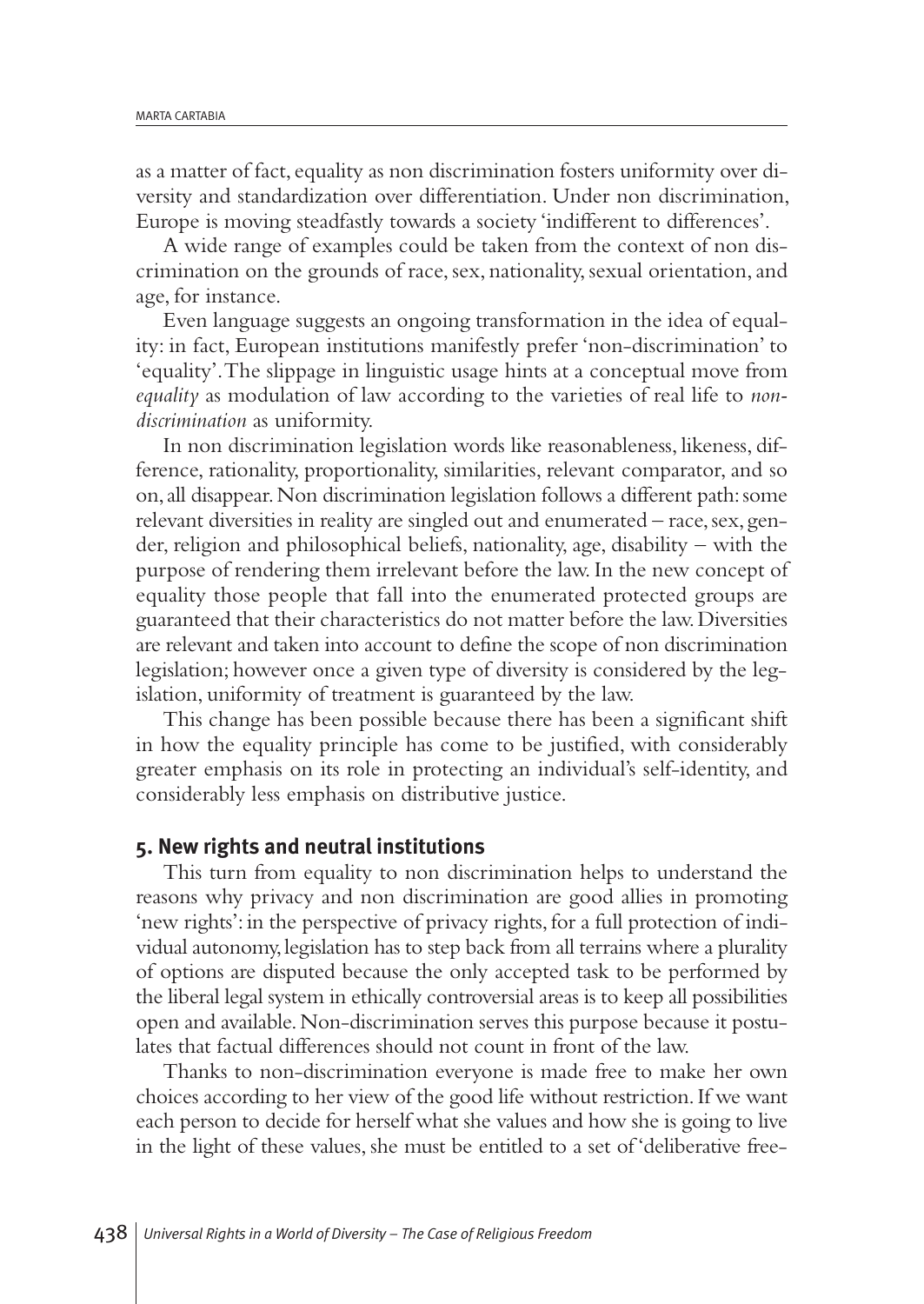as a matter of fact, equality as non discrimination fosters uniformity over diversity and standardization over differentiation. Under non discrimination, Europe is moving steadfastly towards a society 'indifferent to differences'.

A wide range of examples could be taken from the context of non discrimination on the grounds of race, sex, nationality, sexual orientation, and age, for instance.

Even language suggests an ongoing transformation in the idea of equality: in fact, European institutions manifestly prefer 'non-discrimination' to 'equality'. The slippage in linguistic usage hints at a conceptual move from *equality* as modulation of law according to the varieties of real life to *non-discrimination* as uniformity.

In non discrimination legislation words like reasonableness, likeness, difference, rationality, proportionality, similarities, relevant comparator, and so on, all disappear. Non discrimination legislation follows a different path: some relevant diversities in reality are singled out and enumerated – race, sex, gender, religion and philosophical beliefs, nationality, age, disability – with the purpose of rendering them irrelevant before the law. In the new concept of equality those people that fall into the enumerated protected groups are guaranteed that their characteristics do not matter before the law. Diversities are relevant and taken into account to define the scope of non discrimination legislation; however once a given type of diversity is considered by the legislation, uniformity of treatment is guaranteed by the law.

This change has been possible because there has been a significant shift in how the equality principle has come to be justified, with considerably greater emphasis on its role in protecting an individual's self-identity, and considerably less emphasis on distributive justice.

## 5. New rights and neutral institutions

This turn from equality to non discrimination helps to understand the reasons why privacy and non discrimination are good allies in promoting 'new rights': in the perspective of privacy rights, for a full protection of individual autonomy, legislation has to step back from all terrains where a plurality of options are disputed because the only accepted task to be performed by the liberal legal system in ethically controversial areas is to keep all possibilities open and available. Non-discrimination serves this purpose because it postulates that factual differences should not count in front of the law.

Thanks to non-discrimination everyone is made free to make her own choices according to her view of the good life without restriction. If we want each person to decide for herself what she values and how she is going to live in the light of these values, she must be entitled to a set of 'deliberative free-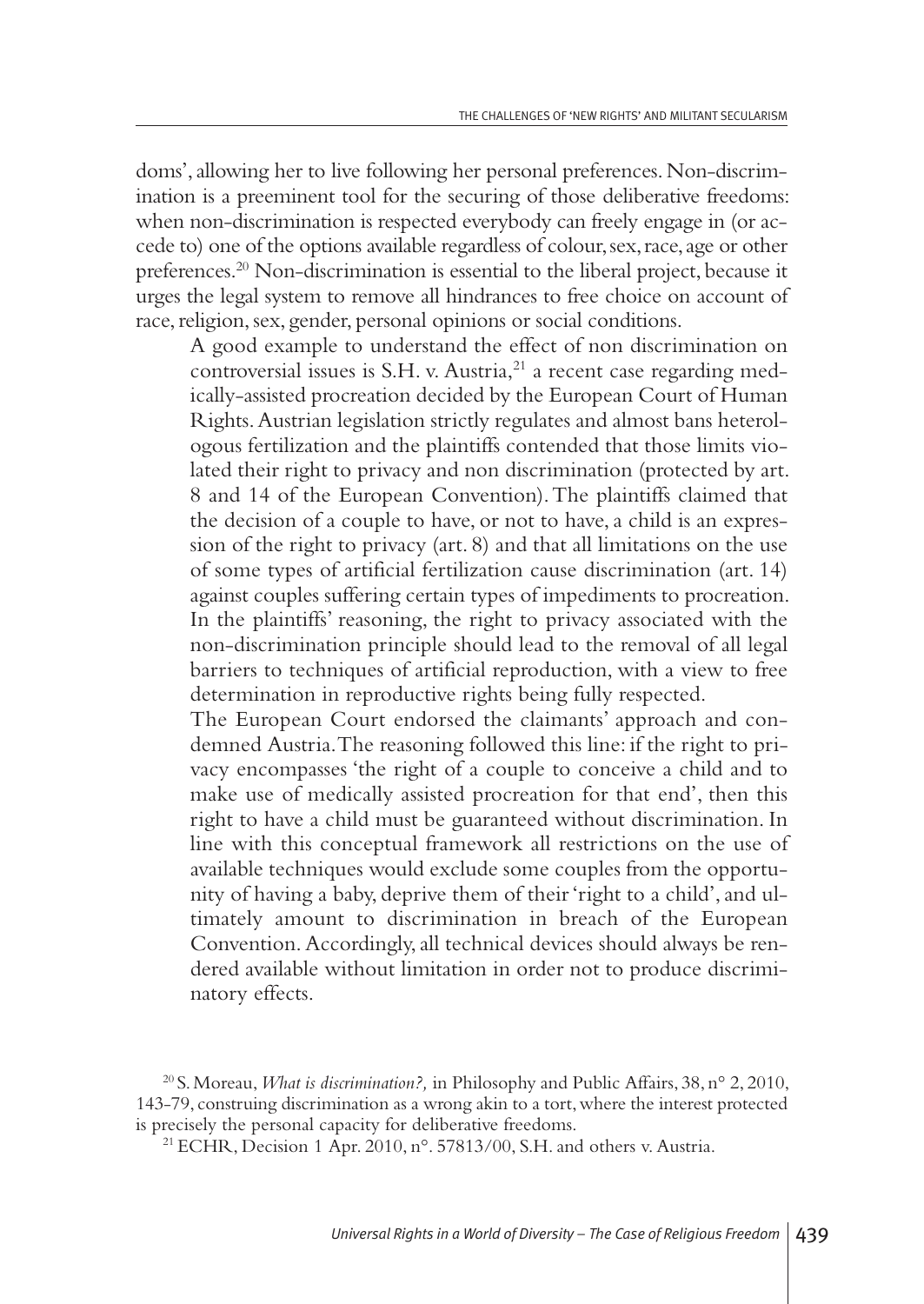doms', allowing her to live following her personal preferences. Non-discrimination is a preeminent tool for the securing of those deliberative freedoms: when non-discrimination is respected everybody can freely engage in (or accede to) one of the options available regardless of colour, sex, race, age or other preferences.[20] Non-discrimination is essential to the liberal project, because it urges the legal system to remove all hindrances to free choice on account of race, religion, sex, gender, personal opinions or social conditions.

> A good example to understand the effect of non discrimination on controversial issues is S.H. v. Austria,[21] a recent case regarding medically-assisted procreation decided by the European Court of Human Rights. Austrian legislation strictly regulates and almost bans heterologous fertilization and the plaintiffs contended that those limits violated their right to privacy and non discrimination (protected by art. 8 and 14 of the European Convention). The plaintiffs claimed that the decision of a couple to have, or not to have, a child is an expression of the right to privacy (art. 8) and that all limitations on the use of some types of artificial fertilization cause discrimination (art. 14) against couples suffering certain types of impediments to procreation. In the plaintiffs' reasoning, the right to privacy associated with the non-discrimination principle should lead to the removal of all legal barriers to techniques of artificial reproduction, with a view to free determination in reproductive rights being fully respected.
>
> The European Court endorsed the claimants' approach and condemned Austria. The reasoning followed this line: if the right to privacy encompasses 'the right of a couple to conceive a child and to make use of medically assisted procreation for that end', then this right to have a child must be guaranteed without discrimination. In line with this conceptual framework all restrictions on the use of available techniques would exclude some couples from the opportunity of having a baby, deprive them of their 'right to a child', and ultimately amount to discrimination in breach of the European Convention. Accordingly, all technical devices should always be rendered available without limitation in order not to produce discriminatory effects.

[20] S. Moreau, *What is discrimination?,* in Philosophy and Public Affairs, 38, n° 2, 2010, 143-79, construing discrimination as a wrong akin to a tort, where the interest protected is precisely the personal capacity for deliberative freedoms.

[21] ECHR, Decision 1 Apr. 2010, n°. 57813/00, S.H. and others v. Austria.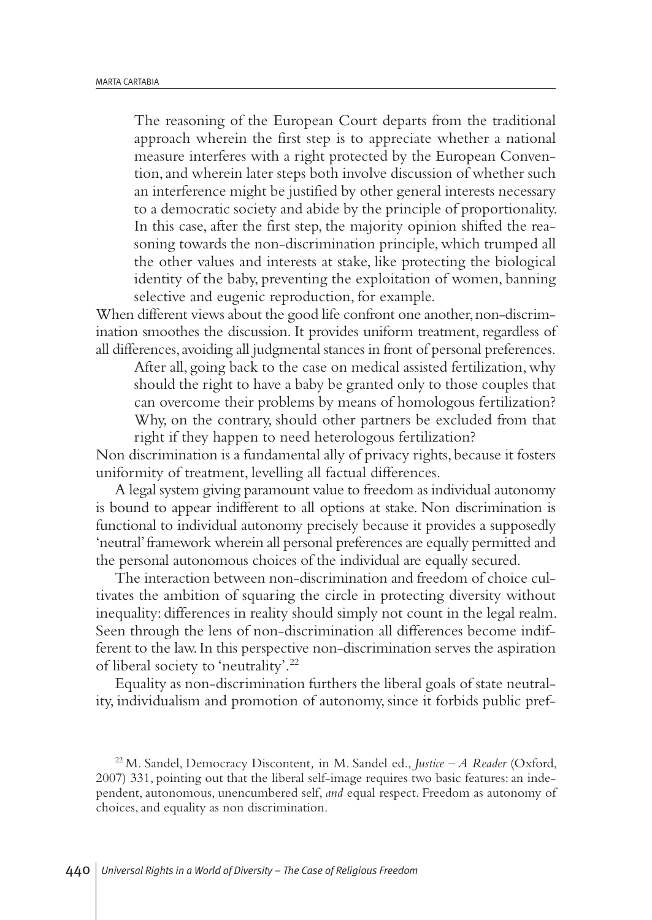> The reasoning of the European Court departs from the traditional approach wherein the first step is to appreciate whether a national measure interferes with a right protected by the European Convention, and wherein later steps both involve discussion of whether such an interference might be justified by other general interests necessary to a democratic society and abide by the principle of proportionality. In this case, after the first step, the majority opinion shifted the reasoning towards the non-discrimination principle, which trumped all the other values and interests at stake, like protecting the biological identity of the baby, preventing the exploitation of women, banning selective and eugenic reproduction, for example.

When different views about the good life confront one another, non-discrimination smoothes the discussion. It provides uniform treatment, regardless of all differences, avoiding all judgmental stances in front of personal preferences.

> After all, going back to the case on medical assisted fertilization, why should the right to have a baby be granted only to those couples that can overcome their problems by means of homologous fertilization? Why, on the contrary, should other partners be excluded from that right if they happen to need heterologous fertilization?

Non discrimination is a fundamental ally of privacy rights, because it fosters uniformity of treatment, levelling all factual differences.

A legal system giving paramount value to freedom as individual autonomy is bound to appear indifferent to all options at stake. Non discrimination is functional to individual autonomy precisely because it provides a supposedly 'neutral' framework wherein all personal preferences are equally permitted and the personal autonomous choices of the individual are equally secured.

The interaction between non-discrimination and freedom of choice cultivates the ambition of squaring the circle in protecting diversity without inequality: differences in reality should simply not count in the legal realm. Seen through the lens of non-discrimination all differences become indifferent to the law. In this perspective non-discrimination serves the aspiration of liberal society to 'neutrality'.[22]

Equality as non-discrimination furthers the liberal goals of state neutrality, individualism and promotion of autonomy, since it forbids public pref-

[22] M. Sandel, Democracy Discontent, in M. Sandel ed., *Justice – A Reader* (Oxford, 2007) 331, pointing out that the liberal self-image requires two basic features: an independent, autonomous, unencumbered self, *and* equal respect. Freedom as autonomy of choices, and equality as non discrimination.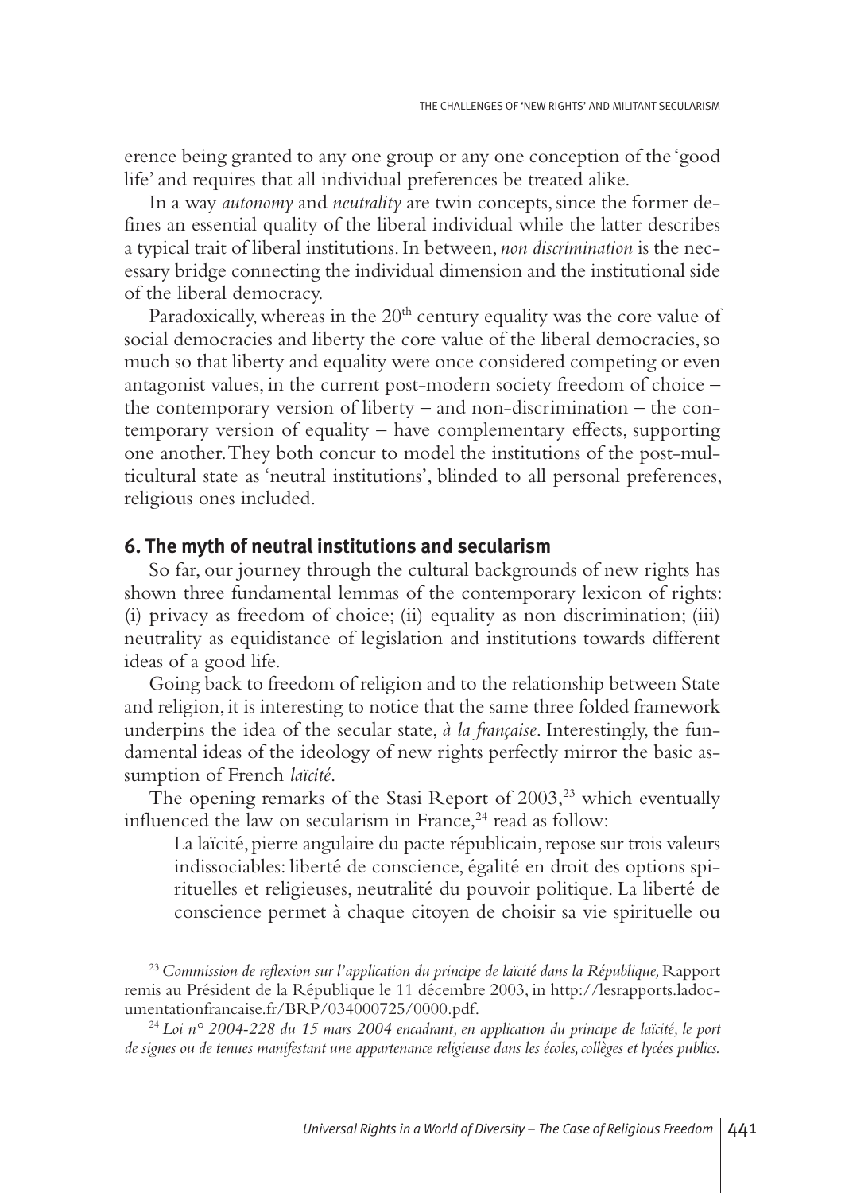erence being granted to any one group or any one conception of the 'good life' and requires that all individual preferences be treated alike.

In a way *autonomy* and *neutrality* are twin concepts, since the former defines an essential quality of the liberal individual while the latter describes a typical trait of liberal institutions. In between, *non discrimination* is the necessary bridge connecting the individual dimension and the institutional side of the liberal democracy.

Paradoxically, whereas in the 20th century equality was the core value of social democracies and liberty the core value of the liberal democracies, so much so that liberty and equality were once considered competing or even antagonist values, in the current post-modern society freedom of choice – the contemporary version of liberty – and non-discrimination – the contemporary version of equality – have complementary effects, supporting one another. They both concur to model the institutions of the post-multicultural state as 'neutral institutions', blinded to all personal preferences, religious ones included.

## 6. The myth of neutral institutions and secularism

So far, our journey through the cultural backgrounds of new rights has shown three fundamental lemmas of the contemporary lexicon of rights: (i) privacy as freedom of choice; (ii) equality as non discrimination; (iii) neutrality as equidistance of legislation and institutions towards different ideas of a good life.

Going back to freedom of religion and to the relationship between State and religion, it is interesting to notice that the same three folded framework underpins the idea of the secular state, *à la française*. Interestingly, the fundamental ideas of the ideology of new rights perfectly mirror the basic assumption of French *laïcité*.

The opening remarks of the Stasi Report of 2003,[23] which eventually influenced the law on secularism in France,[24] read as follow:

> La laïcité, pierre angulaire du pacte républicain, repose sur trois valeurs indissociables: liberté de conscience, égalité en droit des options spirituelles et religieuses, neutralité du pouvoir politique. La liberté de conscience permet à chaque citoyen de choisir sa vie spirituelle ou

[23] *Commission de reflexion sur l'application du principe de laïcité dans la République,* Rapport remis au Président de la République le 11 décembre 2003, in http://lesrapports.ladocumentationfrancaise.fr/BRP/034000725/0000.pdf.

[24] *Loi n° 2004-228 du 15 mars 2004 encadrant, en application du principe de laïcité, le port de signes ou de tenues manifestant une appartenance religieuse dans les écoles, collèges et lycées publics.*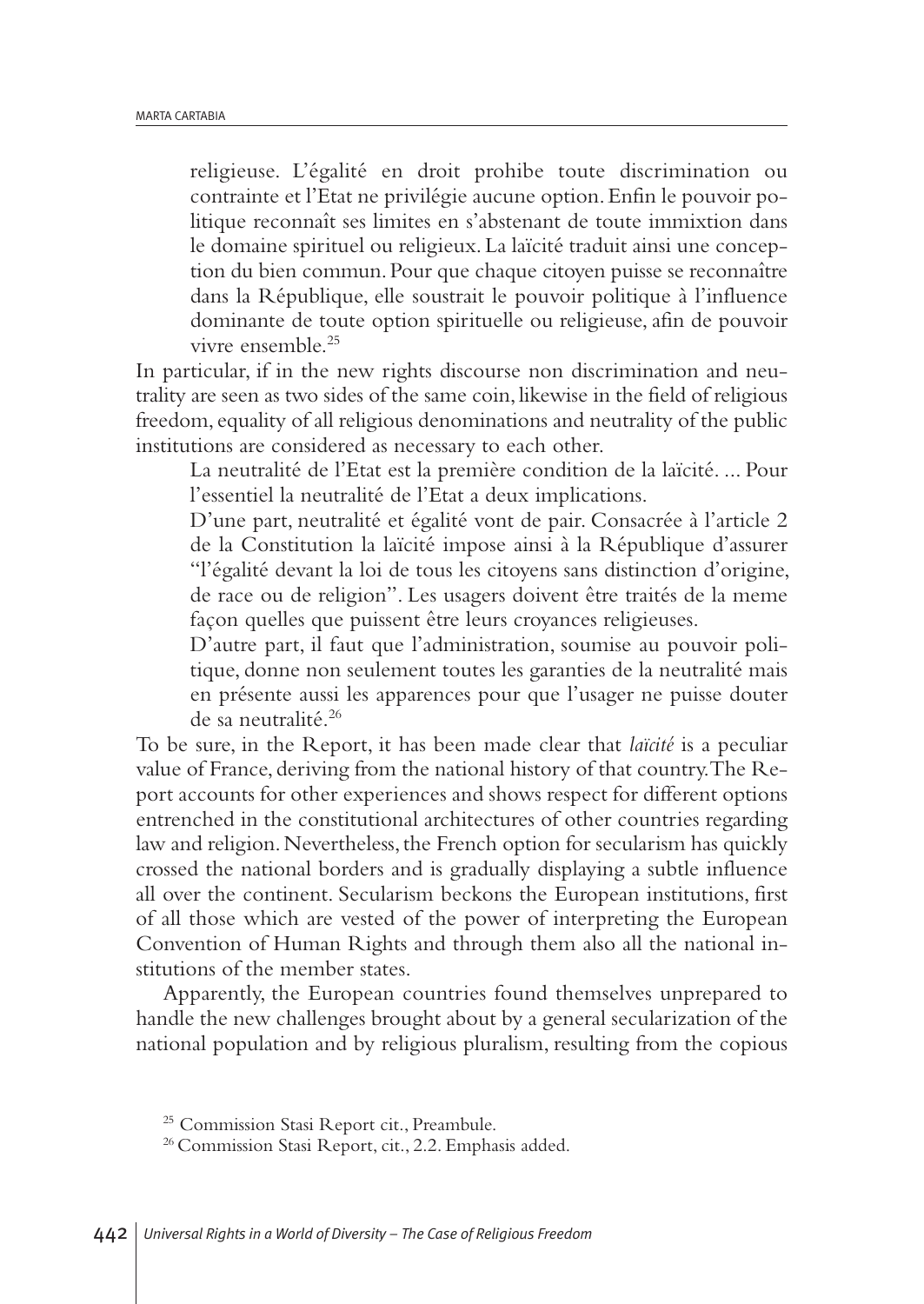> religieuse. L'égalité en droit prohibe toute discrimination ou contrainte et l'Etat ne privilégie aucune option. Enfin le pouvoir politique reconnaît ses limites en s'abstenant de toute immixtion dans le domaine spirituel ou religieux. La laïcité traduit ainsi une conception du bien commun. Pour que chaque citoyen puisse se reconnaître dans la République, elle soustrait le pouvoir politique à l'influence dominante de toute option spirituelle ou religieuse, afin de pouvoir vivre ensemble.[25]

In particular, if in the new rights discourse non discrimination and neutrality are seen as two sides of the same coin, likewise in the field of religious freedom, equality of all religious denominations and neutrality of the public institutions are considered as necessary to each other.

> La neutralité de l'Etat est la première condition de la laïcité. ... Pour l'essentiel la neutralité de l'Etat a deux implications.
>
> D'une part, neutralité et égalité vont de pair. Consacrée à l'article 2 de la Constitution la laïcité impose ainsi à la République d'assurer "l'égalité devant la loi de tous les citoyens sans distinction d'origine, de race ou de religion". Les usagers doivent être traités de la meme façon quelles que puissent être leurs croyances religieuses.
>
> D'autre part, il faut que l'administration, soumise au pouvoir politique, donne non seulement toutes les garanties de la neutralité mais en présente aussi les apparences pour que l'usager ne puisse douter de sa neutralité.[26]

To be sure, in the Report, it has been made clear that *laïcité* is a peculiar value of France, deriving from the national history of that country. The Report accounts for other experiences and shows respect for different options entrenched in the constitutional architectures of other countries regarding law and religion. Nevertheless, the French option for secularism has quickly crossed the national borders and is gradually displaying a subtle influence all over the continent. Secularism beckons the European institutions, first of all those which are vested of the power of interpreting the European Convention of Human Rights and through them also all the national institutions of the member states.

Apparently, the European countries found themselves unprepared to handle the new challenges brought about by a general secularization of the national population and by religious pluralism, resulting from the copious

[25] Commission Stasi Report cit., Preambule.

[26] Commission Stasi Report, cit., 2.2. Emphasis added.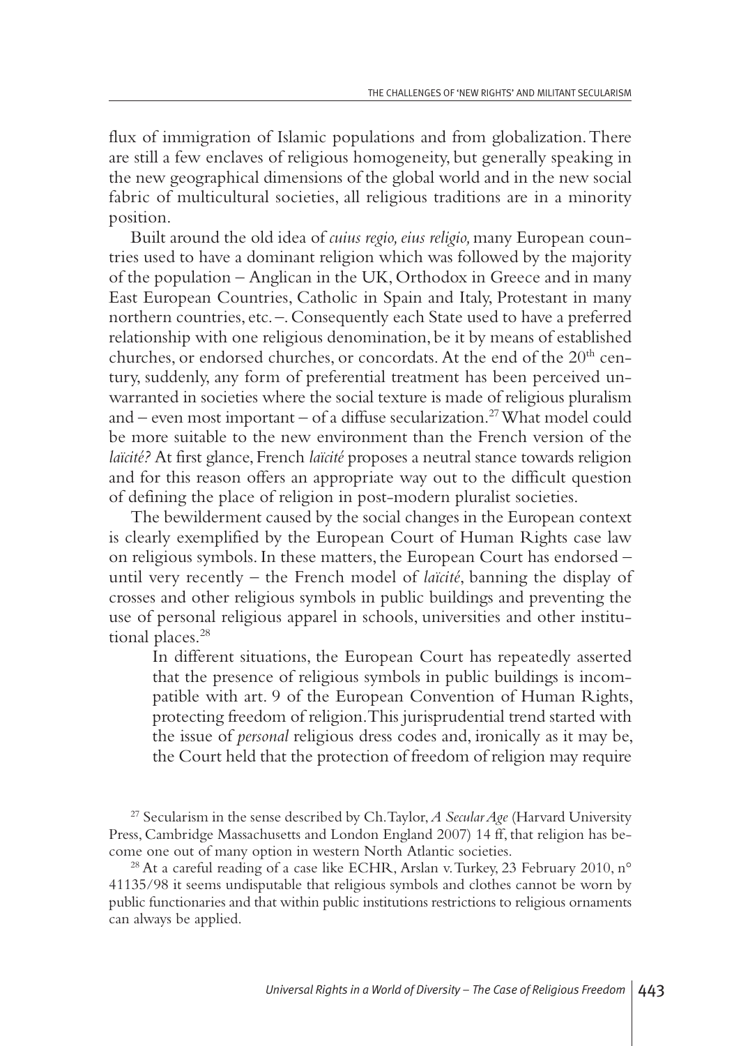flux of immigration of Islamic populations and from globalization. There are still a few enclaves of religious homogeneity, but generally speaking in the new geographical dimensions of the global world and in the new social fabric of multicultural societies, all religious traditions are in a minority position.

Built around the old idea of *cuius regio, eius religio,* many European countries used to have a dominant religion which was followed by the majority of the population – Anglican in the UK, Orthodox in Greece and in many East European Countries, Catholic in Spain and Italy, Protestant in many northern countries, etc. –. Consequently each State used to have a preferred relationship with one religious denomination, be it by means of established churches, or endorsed churches, or concordats. At the end of the 20th century, suddenly, any form of preferential treatment has been perceived unwarranted in societies where the social texture is made of religious pluralism and – even most important – of a diffuse secularization.[27] What model could be more suitable to the new environment than the French version of the *laïcité?* At first glance, French *laïcité* proposes a neutral stance towards religion and for this reason offers an appropriate way out to the difficult question of defining the place of religion in post-modern pluralist societies.

The bewilderment caused by the social changes in the European context is clearly exemplified by the European Court of Human Rights case law on religious symbols. In these matters, the European Court has endorsed – until very recently – the French model of *laïcité*, banning the display of crosses and other religious symbols in public buildings and preventing the use of personal religious apparel in schools, universities and other institutional places.[28]

> In different situations, the European Court has repeatedly asserted that the presence of religious symbols in public buildings is incompatible with art. 9 of the European Convention of Human Rights, protecting freedom of religion. This jurisprudential trend started with the issue of *personal* religious dress codes and, ironically as it may be, the Court held that the protection of freedom of religion may require

[27] Secularism in the sense described by Ch. Taylor, *A Secular Age* (Harvard University Press, Cambridge Massachusetts and London England 2007) 14 ff, that religion has become one out of many option in western North Atlantic societies.

[28] At a careful reading of a case like ECHR, Arslan v. Turkey, 23 February 2010, n° 41135/98 it seems undisputable that religious symbols and clothes cannot be worn by public functionaries and that within public institutions restrictions to religious ornaments can always be applied.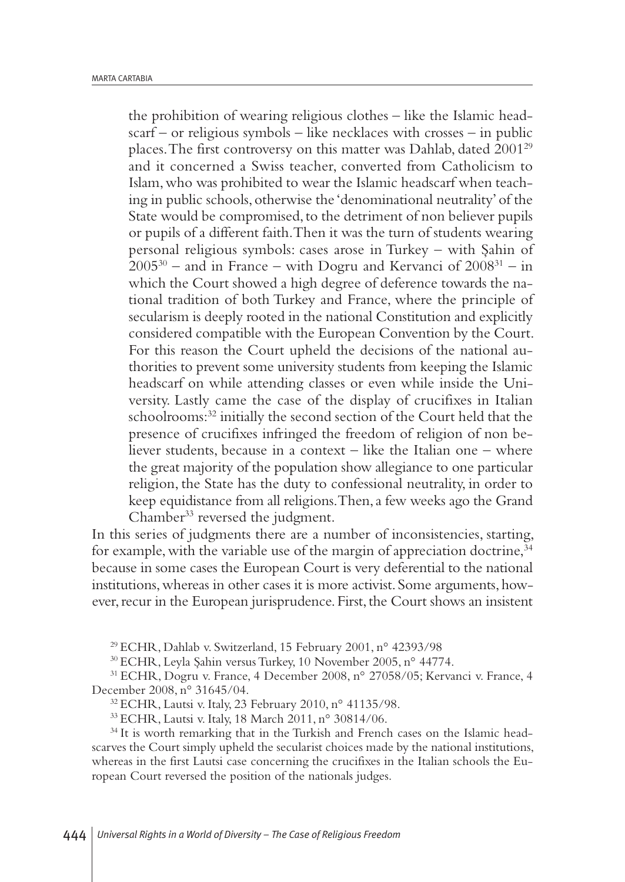the prohibition of wearing religious clothes – like the Islamic headscarf – or religious symbols – like necklaces with crosses – in public places. The first controversy on this matter was Dahlab, dated 2001[29] and it concerned a Swiss teacher, converted from Catholicism to Islam, who was prohibited to wear the Islamic headscarf when teaching in public schools, otherwise the 'denominational neutrality' of the State would be compromised, to the detriment of non believer pupils or pupils of a different faith. Then it was the turn of students wearing personal religious symbols: cases arose in Turkey – with Şahin of 2005[30] – and in France – with Dogru and Kervanci of 2008[31] – in which the Court showed a high degree of deference towards the national tradition of both Turkey and France, where the principle of secularism is deeply rooted in the national Constitution and explicitly considered compatible with the European Convention by the Court. For this reason the Court upheld the decisions of the national authorities to prevent some university students from keeping the Islamic headscarf on while attending classes or even while inside the University. Lastly came the case of the display of crucifixes in Italian schoolrooms:[32] initially the second section of the Court held that the presence of crucifixes infringed the freedom of religion of non believer students, because in a context – like the Italian one – where the great majority of the population show allegiance to one particular religion, the State has the duty to confessional neutrality, in order to keep equidistance from all religions. Then, a few weeks ago the Grand Chamber[33] reversed the judgment.

In this series of judgments there are a number of inconsistencies, starting, for example, with the variable use of the margin of appreciation doctrine,[34] because in some cases the European Court is very deferential to the national institutions, whereas in other cases it is more activist. Some arguments, however, recur in the European jurisprudence. First, the Court shows an insistent

[29] ECHR, Dahlab v. Switzerland, 15 February 2001, n° 42393/98

[30] ECHR, Leyla Şahin versus Turkey, 10 November 2005, n° 44774.

[31] ECHR, Dogru v. France, 4 December 2008, n° 27058/05; Kervanci v. France, 4 December 2008, n° 31645/04.

[32] ECHR, Lautsi v. Italy, 23 February 2010, n° 41135/98.

[33] ECHR, Lautsi v. Italy, 18 March 2011, n° 30814/06.

[34] It is worth remarking that in the Turkish and French cases on the Islamic headscarves the Court simply upheld the secularist choices made by the national institutions, whereas in the first Lautsi case concerning the crucifixes in the Italian schools the European Court reversed the position of the nationals judges.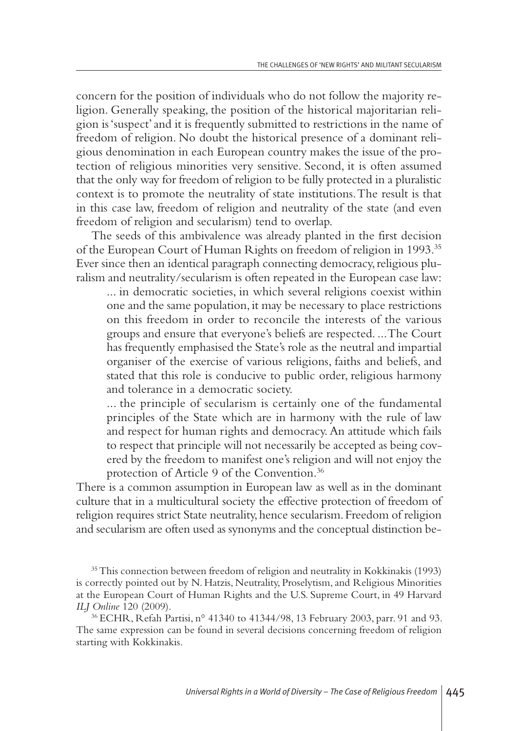concern for the position of individuals who do not follow the majority religion. Generally speaking, the position of the historical majoritarian religion is 'suspect' and it is frequently submitted to restrictions in the name of freedom of religion. No doubt the historical presence of a dominant religious denomination in each European country makes the issue of the protection of religious minorities very sensitive. Second, it is often assumed that the only way for freedom of religion to be fully protected in a pluralistic context is to promote the neutrality of state institutions. The result is that in this case law, freedom of religion and neutrality of the state (and even freedom of religion and secularism) tend to overlap.

The seeds of this ambivalence was already planted in the first decision of the European Court of Human Rights on freedom of religion in 1993.[35] Ever since then an identical paragraph connecting democracy, religious pluralism and neutrality/secularism is often repeated in the European case law:

> ... in democratic societies, in which several religions coexist within one and the same population, it may be necessary to place restrictions on this freedom in order to reconcile the interests of the various groups and ensure that everyone's beliefs are respected. ... The Court has frequently emphasised the State's role as the neutral and impartial organiser of the exercise of various religions, faiths and beliefs, and stated that this role is conducive to public order, religious harmony and tolerance in a democratic society.
>
> ... the principle of secularism is certainly one of the fundamental principles of the State which are in harmony with the rule of law and respect for human rights and democracy. An attitude which fails to respect that principle will not necessarily be accepted as being covered by the freedom to manifest one's religion and will not enjoy the protection of Article 9 of the Convention.[36]

There is a common assumption in European law as well as in the dominant culture that in a multicultural society the effective protection of freedom of religion requires strict State neutrality, hence secularism. Freedom of religion and secularism are often used as synonyms and the conceptual distinction be-

[35] This connection between freedom of religion and neutrality in Kokkinakis (1993) is correctly pointed out by N. Hatzis, Neutrality, Proselytism, and Religious Minorities at the European Court of Human Rights and the U.S. Supreme Court, in 49 Harvard *ILJ Online* 120 (2009).

[36] ECHR, Refah Partisi, n° 41340 to 41344/98, 13 February 2003, parr. 91 and 93. The same expression can be found in several decisions concerning freedom of religion starting with Kokkinakis.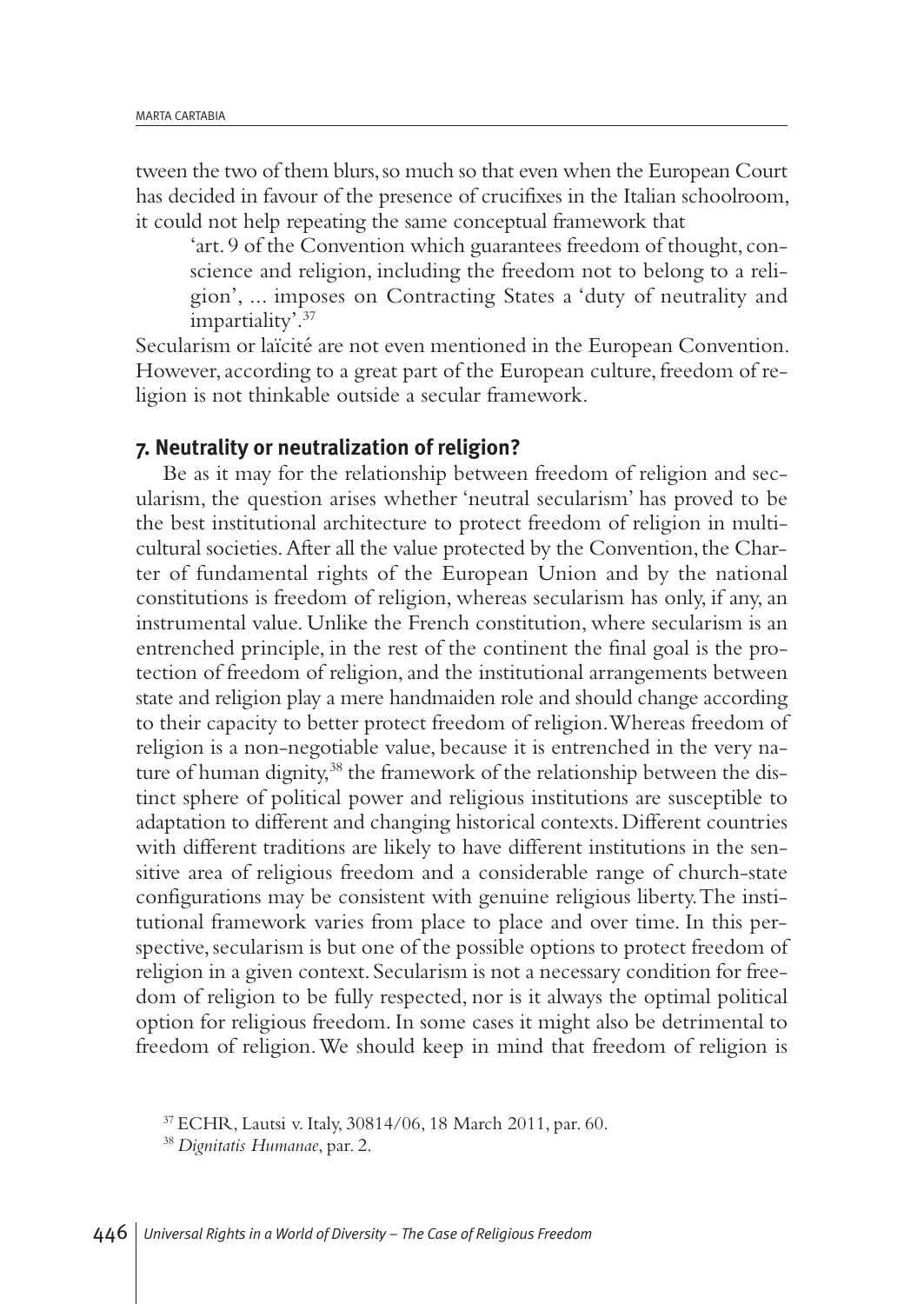tween the two of them blurs, so much so that even when the European Court has decided in favour of the presence of crucifixes in the Italian schoolroom, it could not help repeating the same conceptual framework that

> 'art. 9 of the Convention which guarantees freedom of thought, conscience and religion, including the freedom not to belong to a religion', ... imposes on Contracting States a 'duty of neutrality and impartiality'.[37]

Secularism or laïcité are not even mentioned in the European Convention. However, according to a great part of the European culture, freedom of religion is not thinkable outside a secular framework.

## 7. Neutrality or neutralization of religion?

Be as it may for the relationship between freedom of religion and secularism, the question arises whether 'neutral secularism' has proved to be the best institutional architecture to protect freedom of religion in multicultural societies. After all the value protected by the Convention, the Charter of fundamental rights of the European Union and by the national constitutions is freedom of religion, whereas secularism has only, if any, an instrumental value. Unlike the French constitution, where secularism is an entrenched principle, in the rest of the continent the final goal is the protection of freedom of religion, and the institutional arrangements between state and religion play a mere handmaiden role and should change according to their capacity to better protect freedom of religion. Whereas freedom of religion is a non-negotiable value, because it is entrenched in the very nature of human dignity,[38] the framework of the relationship between the distinct sphere of political power and religious institutions are susceptible to adaptation to different and changing historical contexts. Different countries with different traditions are likely to have different institutions in the sensitive area of religious freedom and a considerable range of church-state configurations may be consistent with genuine religious liberty. The institutional framework varies from place to place and over time. In this perspective, secularism is but one of the possible options to protect freedom of religion in a given context. Secularism is not a necessary condition for freedom of religion to be fully respected, nor is it always the optimal political option for religious freedom. In some cases it might also be detrimental to freedom of religion. We should keep in mind that freedom of religion is

[37] ECHR, Lautsi v. Italy, 30814/06, 18 March 2011, par. 60.

[38] *Dignitatis Humanae*, par. 2.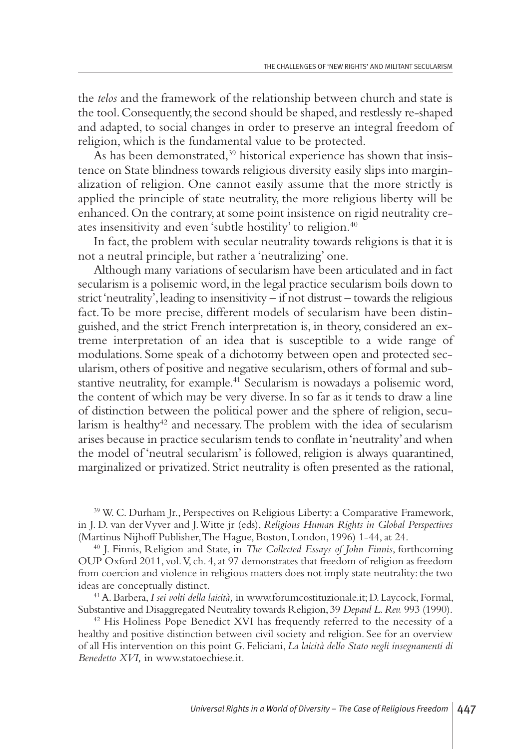the *telos* and the framework of the relationship between church and state is the tool. Consequently, the second should be shaped, and restlessly re-shaped and adapted, to social changes in order to preserve an integral freedom of religion, which is the fundamental value to be protected.

As has been demonstrated,[39] historical experience has shown that insistence on State blindness towards religious diversity easily slips into marginalization of religion. One cannot easily assume that the more strictly is applied the principle of state neutrality, the more religious liberty will be enhanced. On the contrary, at some point insistence on rigid neutrality creates insensitivity and even 'subtle hostility' to religion.[40]

In fact, the problem with secular neutrality towards religions is that it is not a neutral principle, but rather a 'neutralizing' one.

Although many variations of secularism have been articulated and in fact secularism is a polisemic word, in the legal practice secularism boils down to strict 'neutrality', leading to insensitivity – if not distrust – towards the religious fact. To be more precise, different models of secularism have been distinguished, and the strict French interpretation is, in theory, considered an extreme interpretation of an idea that is susceptible to a wide range of modulations. Some speak of a dichotomy between open and protected secularism, others of positive and negative secularism, others of formal and substantive neutrality, for example.[41] Secularism is nowadays a polisemic word, the content of which may be very diverse. In so far as it tends to draw a line of distinction between the political power and the sphere of religion, secularism is healthy[42] and necessary. The problem with the idea of secularism arises because in practice secularism tends to conflate in 'neutrality' and when the model of 'neutral secularism' is followed, religion is always quarantined, marginalized or privatized. Strict neutrality is often presented as the rational,

[39] W. C. Durham Jr., Perspectives on Religious Liberty: a Comparative Framework, in J. D. van der Vyver and J. Witte jr (eds), *Religious Human Rights in Global Perspectives* (Martinus Nijhoff Publisher, The Hague, Boston, London, 1996) 1-44, at 24.

[40] J. Finnis, Religion and State, in *The Collected Essays of John Finnis*, forthcoming OUP Oxford 2011, vol. V, ch. 4, at 97 demonstrates that freedom of religion as freedom from coercion and violence in religious matters does not imply state neutrality: the two ideas are conceptually distinct.

[41] A. Barbera, *I sei volti della laicità,* in www.forumcostituzionale.it; D. Laycock, Formal, Substantive and Disaggregated Neutrality towards Religion, 39 *Depaul L. Rev.* 993 (1990).

[42] His Holiness Pope Benedict XVI has frequently referred to the necessity of a healthy and positive distinction between civil society and religion. See for an overview of all His intervention on this point G. Feliciani, *La laicità dello Stato negli insegnamenti di Benedetto XVI,* in www.statoechiese.it.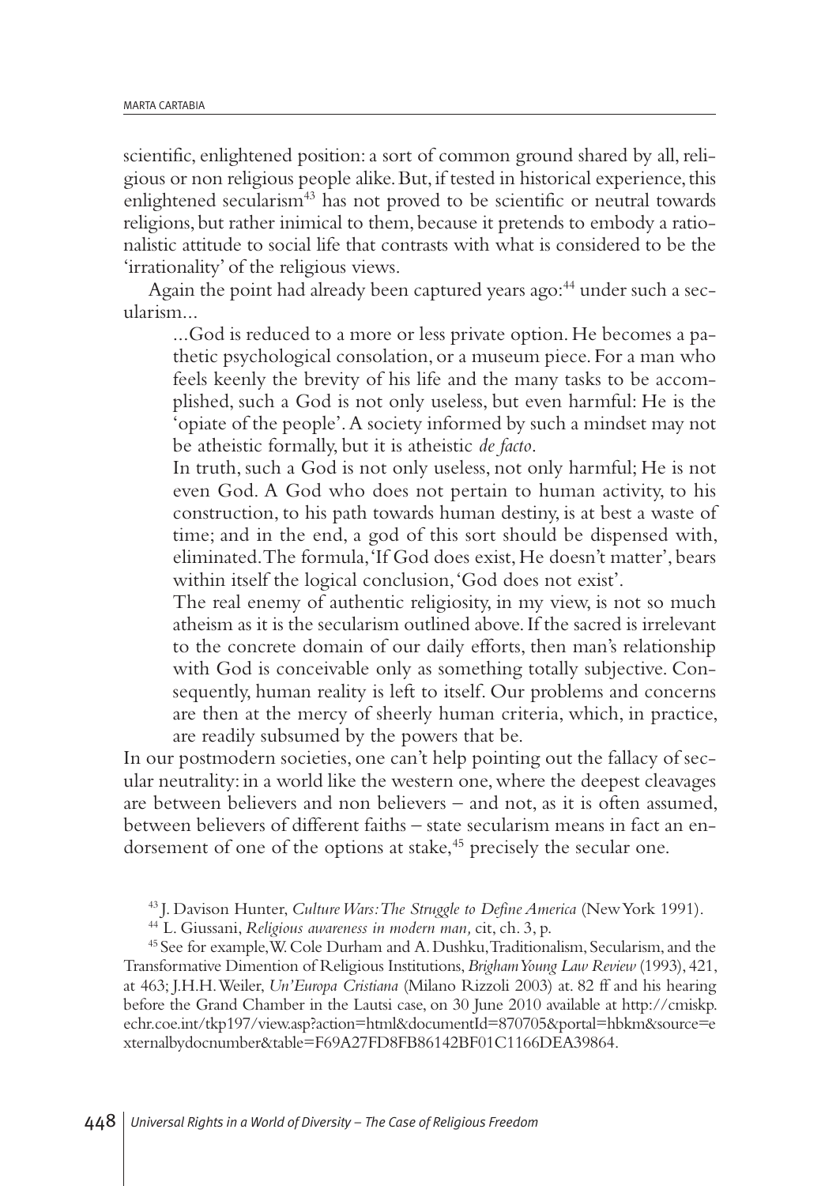scientific, enlightened position: a sort of common ground shared by all, religious or non religious people alike. But, if tested in historical experience, this enlightened secularism[43] has not proved to be scientific or neutral towards religions, but rather inimical to them, because it pretends to embody a rationalistic attitude to social life that contrasts with what is considered to be the 'irrationality' of the religious views.

Again the point had already been captured years ago:[44] under such a secularism...

> ...God is reduced to a more or less private option. He becomes a pathetic psychological consolation, or a museum piece. For a man who feels keenly the brevity of his life and the many tasks to be accomplished, such a God is not only useless, but even harmful: He is the 'opiate of the people'. A society informed by such a mindset may not be atheistic formally, but it is atheistic *de facto*.
>
> In truth, such a God is not only useless, not only harmful; He is not even God. A God who does not pertain to human activity, to his construction, to his path towards human destiny, is at best a waste of time; and in the end, a god of this sort should be dispensed with, eliminated. The formula, 'If God does exist, He doesn't matter', bears within itself the logical conclusion, 'God does not exist'.
>
> The real enemy of authentic religiosity, in my view, is not so much atheism as it is the secularism outlined above. If the sacred is irrelevant to the concrete domain of our daily efforts, then man's relationship with God is conceivable only as something totally subjective. Consequently, human reality is left to itself. Our problems and concerns are then at the mercy of sheerly human criteria, which, in practice, are readily subsumed by the powers that be.

In our postmodern societies, one can't help pointing out the fallacy of secular neutrality: in a world like the western one, where the deepest cleavages are between believers and non believers – and not, as it is often assumed, between believers of different faiths – state secularism means in fact an endorsement of one of the options at stake,[45] precisely the secular one.

---

[43] J. Davison Hunter, *Culture Wars: The Struggle to Define America* (New York 1991).

[44] L. Giussani, *Religious awareness in modern man,* cit, ch. 3, p.

[45] See for example, W. Cole Durham and A. Dushku, Traditionalism, Secularism, and the Transformative Dimention of Religious Institutions, *Brigham Young Law Review* (1993), 421, at 463; J.H.H. Weiler, *Un'Europa Cristiana* (Milano Rizzoli 2003) at. 82 ff and his hearing before the Grand Chamber in the Lautsi case, on 30 June 2010 available at http://cmiskp.echr.coe.int/tkp197/view.asp?action=html&documentId=870705&portal=hbkm&source=externalbydocnumber&table=F69A27FD8FB86142BF01C1166DEA39864.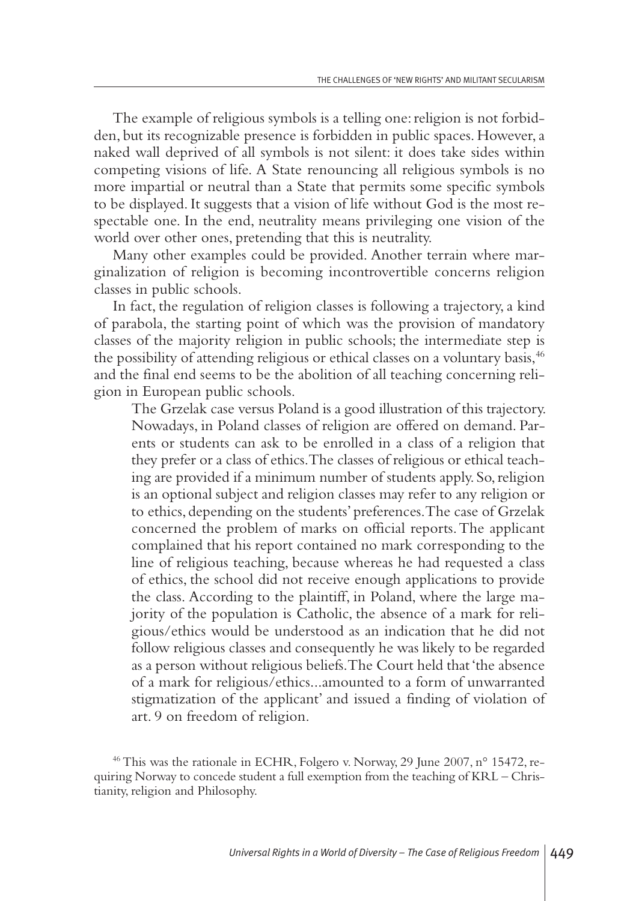The example of religious symbols is a telling one: religion is not forbidden, but its recognizable presence is forbidden in public spaces. However, a naked wall deprived of all symbols is not silent: it does take sides within competing visions of life. A State renouncing all religious symbols is no more impartial or neutral than a State that permits some specific symbols to be displayed. It suggests that a vision of life without God is the most respectable one. In the end, neutrality means privileging one vision of the world over other ones, pretending that this is neutrality.

Many other examples could be provided. Another terrain where marginalization of religion is becoming incontrovertible concerns religion classes in public schools.

In fact, the regulation of religion classes is following a trajectory, a kind of parabola, the starting point of which was the provision of mandatory classes of the majority religion in public schools; the intermediate step is the possibility of attending religious or ethical classes on a voluntary basis,[46] and the final end seems to be the abolition of all teaching concerning religion in European public schools.

> The Grzelak case versus Poland is a good illustration of this trajectory. Nowadays, in Poland classes of religion are offered on demand. Parents or students can ask to be enrolled in a class of a religion that they prefer or a class of ethics. The classes of religious or ethical teaching are provided if a minimum number of students apply. So, religion is an optional subject and religion classes may refer to any religion or to ethics, depending on the students' preferences. The case of Grzelak concerned the problem of marks on official reports. The applicant complained that his report contained no mark corresponding to the line of religious teaching, because whereas he had requested a class of ethics, the school did not receive enough applications to provide the class. According to the plaintiff, in Poland, where the large majority of the population is Catholic, the absence of a mark for religious/ethics would be understood as an indication that he did not follow religious classes and consequently he was likely to be regarded as a person without religious beliefs. The Court held that 'the absence of a mark for religious/ethics...amounted to a form of unwarranted stigmatization of the applicant' and issued a finding of violation of art. 9 on freedom of religion.

[46] This was the rationale in ECHR, Folgero v. Norway, 29 June 2007, n° 15472, requiring Norway to concede student a full exemption from the teaching of KRL – Christianity, religion and Philosophy.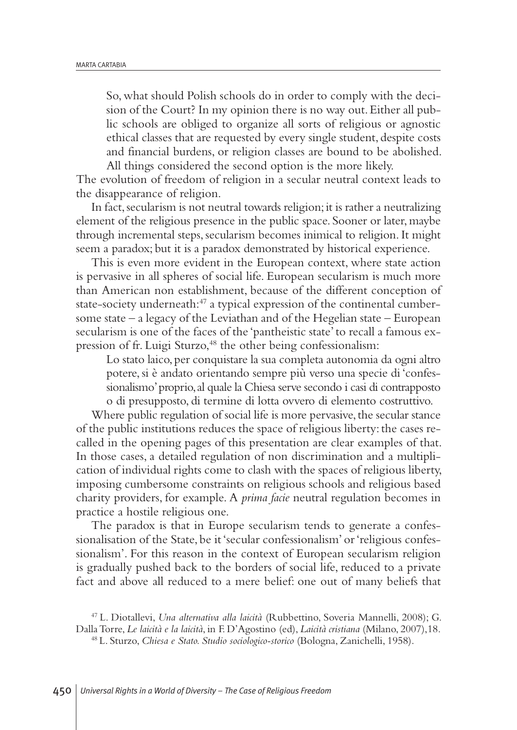> So, what should Polish schools do in order to comply with the decision of the Court? In my opinion there is no way out. Either all public schools are obliged to organize all sorts of religious or agnostic ethical classes that are requested by every single student, despite costs and financial burdens, or religion classes are bound to be abolished. All things considered the second option is the more likely.

The evolution of freedom of religion in a secular neutral context leads to the disappearance of religion.

In fact, secularism is not neutral towards religion; it is rather a neutralizing element of the religious presence in the public space. Sooner or later, maybe through incremental steps, secularism becomes inimical to religion. It might seem a paradox; but it is a paradox demonstrated by historical experience.

This is even more evident in the European context, where state action is pervasive in all spheres of social life. European secularism is much more than American non establishment, because of the different conception of state-society underneath:[47] a typical expression of the continental cumbersome state – a legacy of the Leviathan and of the Hegelian state – European secularism is one of the faces of the 'pantheistic state' to recall a famous expression of fr. Luigi Sturzo,[48] the other being confessionalism:

> Lo stato laico, per conquistare la sua completa autonomia da ogni altro potere, si è andato orientando sempre più verso una specie di 'confessionalismo' proprio, al quale la Chiesa serve secondo i casi di contrapposto o di presupposto, di termine di lotta ovvero di elemento costruttivo.

Where public regulation of social life is more pervasive, the secular stance of the public institutions reduces the space of religious liberty: the cases recalled in the opening pages of this presentation are clear examples of that. In those cases, a detailed regulation of non discrimination and a multiplication of individual rights come to clash with the spaces of religious liberty, imposing cumbersome constraints on religious schools and religious based charity providers, for example. A *prima facie* neutral regulation becomes in practice a hostile religious one.

The paradox is that in Europe secularism tends to generate a confessionalisation of the State, be it 'secular confessionalism' or 'religious confessionalism'. For this reason in the context of European secularism religion is gradually pushed back to the borders of social life, reduced to a private fact and above all reduced to a mere belief: one out of many beliefs that

---

[47] L. Diotallevi, *Una alternativa alla laicità* (Rubbettino, Soveria Mannelli, 2008); G. Dalla Torre, *Le laicità e la laicità*, in F. D'Agostino (ed), *Laicità cristiana* (Milano, 2007),18.

[48] L. Sturzo, *Chiesa e Stato. Studio sociologico-storico* (Bologna, Zanichelli, 1958).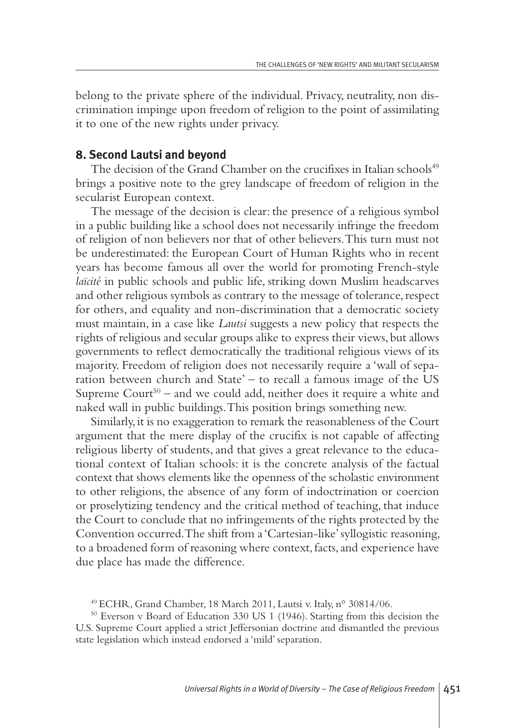belong to the private sphere of the individual. Privacy, neutrality, non discrimination impinge upon freedom of religion to the point of assimilating it to one of the new rights under privacy.

## 8. Second Lautsi and beyond

The decision of the Grand Chamber on the crucifixes in Italian schools[49] brings a positive note to the grey landscape of freedom of religion in the secularist European context.

The message of the decision is clear: the presence of a religious symbol in a public building like a school does not necessarily infringe the freedom of religion of non believers nor that of other believers. This turn must not be underestimated: the European Court of Human Rights who in recent years has become famous all over the world for promoting French-style *laïcité* in public schools and public life, striking down Muslim headscarves and other religious symbols as contrary to the message of tolerance, respect for others, and equality and non-discrimination that a democratic society must maintain, in a case like *Lautsi* suggests a new policy that respects the rights of religious and secular groups alike to express their views, but allows governments to reflect democratically the traditional religious views of its majority. Freedom of religion does not necessarily require a 'wall of separation between church and State' – to recall a famous image of the US Supreme Court[50] – and we could add, neither does it require a white and naked wall in public buildings. This position brings something new.

Similarly, it is no exaggeration to remark the reasonableness of the Court argument that the mere display of the crucifix is not capable of affecting religious liberty of students, and that gives a great relevance to the educational context of Italian schools: it is the concrete analysis of the factual context that shows elements like the openness of the scholastic environment to other religions, the absence of any form of indoctrination or coercion or proselytizing tendency and the critical method of teaching, that induce the Court to conclude that no infringements of the rights protected by the Convention occurred. The shift from a 'Cartesian-like' syllogistic reasoning, to a broadened form of reasoning where context, facts, and experience have due place has made the difference.

[49] ECHR, Grand Chamber, 18 March 2011, Lautsi v. Italy, n° 30814/06.

[50] Everson v Board of Education 330 US 1 (1946). Starting from this decision the U.S. Supreme Court applied a strict Jeffersonian doctrine and dismantled the previous state legislation which instead endorsed a 'mild' separation.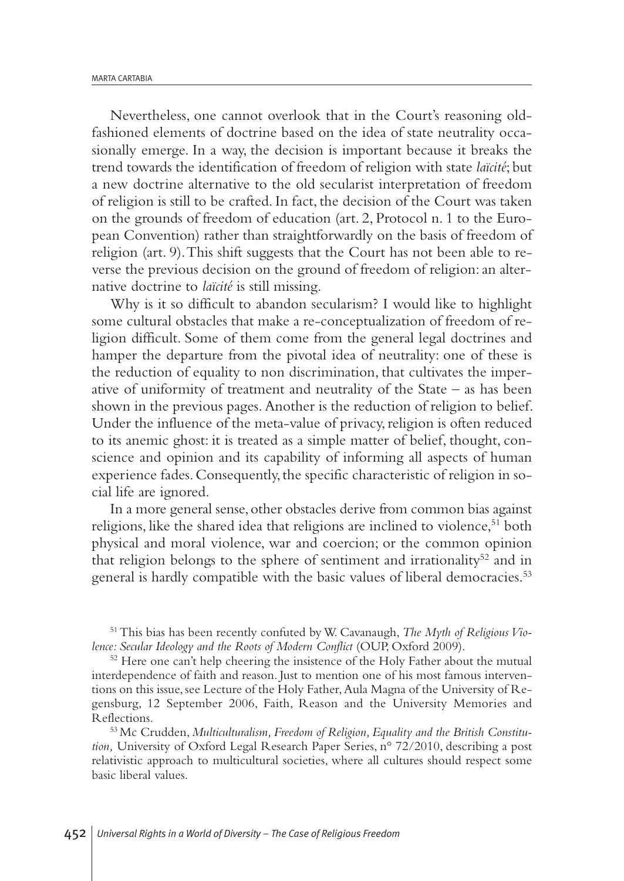Nevertheless, one cannot overlook that in the Court's reasoning old-fashioned elements of doctrine based on the idea of state neutrality occasionally emerge. In a way, the decision is important because it breaks the trend towards the identification of freedom of religion with state *laïcité*; but a new doctrine alternative to the old secularist interpretation of freedom of religion is still to be crafted. In fact, the decision of the Court was taken on the grounds of freedom of education (art. 2, Protocol n. 1 to the European Convention) rather than straightforwardly on the basis of freedom of religion (art. 9). This shift suggests that the Court has not been able to reverse the previous decision on the ground of freedom of religion: an alternative doctrine to *laïcité* is still missing.

Why is it so difficult to abandon secularism? I would like to highlight some cultural obstacles that make a re-conceptualization of freedom of religion difficult. Some of them come from the general legal doctrines and hamper the departure from the pivotal idea of neutrality: one of these is the reduction of equality to non discrimination, that cultivates the imperative of uniformity of treatment and neutrality of the State – as has been shown in the previous pages. Another is the reduction of religion to belief. Under the influence of the meta-value of privacy, religion is often reduced to its anemic ghost: it is treated as a simple matter of belief, thought, conscience and opinion and its capability of informing all aspects of human experience fades. Consequently, the specific characteristic of religion in social life are ignored.

In a more general sense, other obstacles derive from common bias against religions, like the shared idea that religions are inclined to violence,[51] both physical and moral violence, war and coercion; or the common opinion that religion belongs to the sphere of sentiment and irrationality[52] and in general is hardly compatible with the basic values of liberal democracies.[53]

[51] This bias has been recently confuted by W. Cavanaugh, *The Myth of Religious Violence: Secular Ideology and the Roots of Modern Conflict* (OUP, Oxford 2009).

[52] Here one can't help cheering the insistence of the Holy Father about the mutual interdependence of faith and reason. Just to mention one of his most famous interventions on this issue, see Lecture of the Holy Father, Aula Magna of the University of Regensburg, 12 September 2006, Faith, Reason and the University Memories and Reflections.

[53] Mc Crudden, *Multiculturalism, Freedom of Religion, Equality and the British Constitution,* University of Oxford Legal Research Paper Series, n° 72/2010, describing a post relativistic approach to multicultural societies, where all cultures should respect some basic liberal values.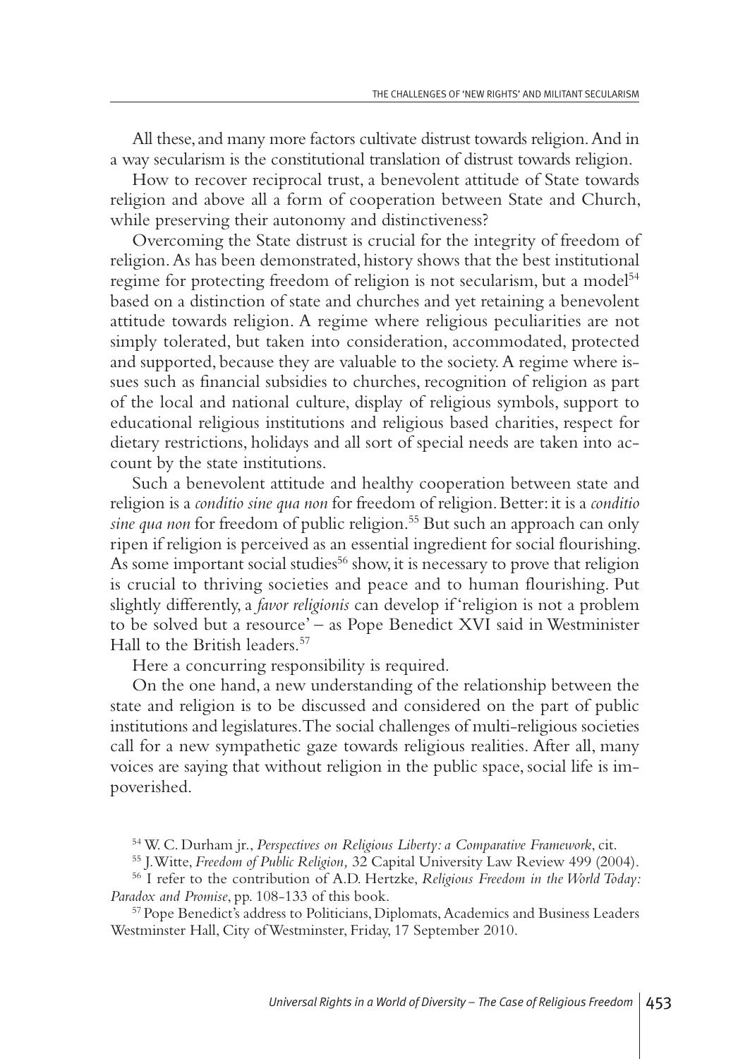All these, and many more factors cultivate distrust towards religion. And in a way secularism is the constitutional translation of distrust towards religion.

How to recover reciprocal trust, a benevolent attitude of State towards religion and above all a form of cooperation between State and Church, while preserving their autonomy and distinctiveness?

Overcoming the State distrust is crucial for the integrity of freedom of religion. As has been demonstrated, history shows that the best institutional regime for protecting freedom of religion is not secularism, but a model[54] based on a distinction of state and churches and yet retaining a benevolent attitude towards religion. A regime where religious peculiarities are not simply tolerated, but taken into consideration, accommodated, protected and supported, because they are valuable to the society. A regime where issues such as financial subsidies to churches, recognition of religion as part of the local and national culture, display of religious symbols, support to educational religious institutions and religious based charities, respect for dietary restrictions, holidays and all sort of special needs are taken into account by the state institutions.

Such a benevolent attitude and healthy cooperation between state and religion is a *conditio sine qua non* for freedom of religion. Better: it is a *conditio sine qua non* for freedom of public religion.[55] But such an approach can only ripen if religion is perceived as an essential ingredient for social flourishing. As some important social studies[56] show, it is necessary to prove that religion is crucial to thriving societies and peace and to human flourishing. Put slightly differently, a *favor religionis* can develop if 'religion is not a problem to be solved but a resource' – as Pope Benedict XVI said in Westminister Hall to the British leaders.[57]

Here a concurring responsibility is required.

On the one hand, a new understanding of the relationship between the state and religion is to be discussed and considered on the part of public institutions and legislatures. The social challenges of multi-religious societies call for a new sympathetic gaze towards religious realities. After all, many voices are saying that without religion in the public space, social life is impoverished.

[54] W. C. Durham jr., *Perspectives on Religious Liberty: a Comparative Framework*, cit.

[55] J. Witte, *Freedom of Public Religion,* 32 Capital University Law Review 499 (2004).

[56] I refer to the contribution of A.D. Hertzke, *Religious Freedom in the World Today: Paradox and Promise*, pp. 108-133 of this book.

[57] Pope Benedict's address to Politicians, Diplomats, Academics and Business Leaders Westminster Hall, City of Westminster, Friday, 17 September 2010.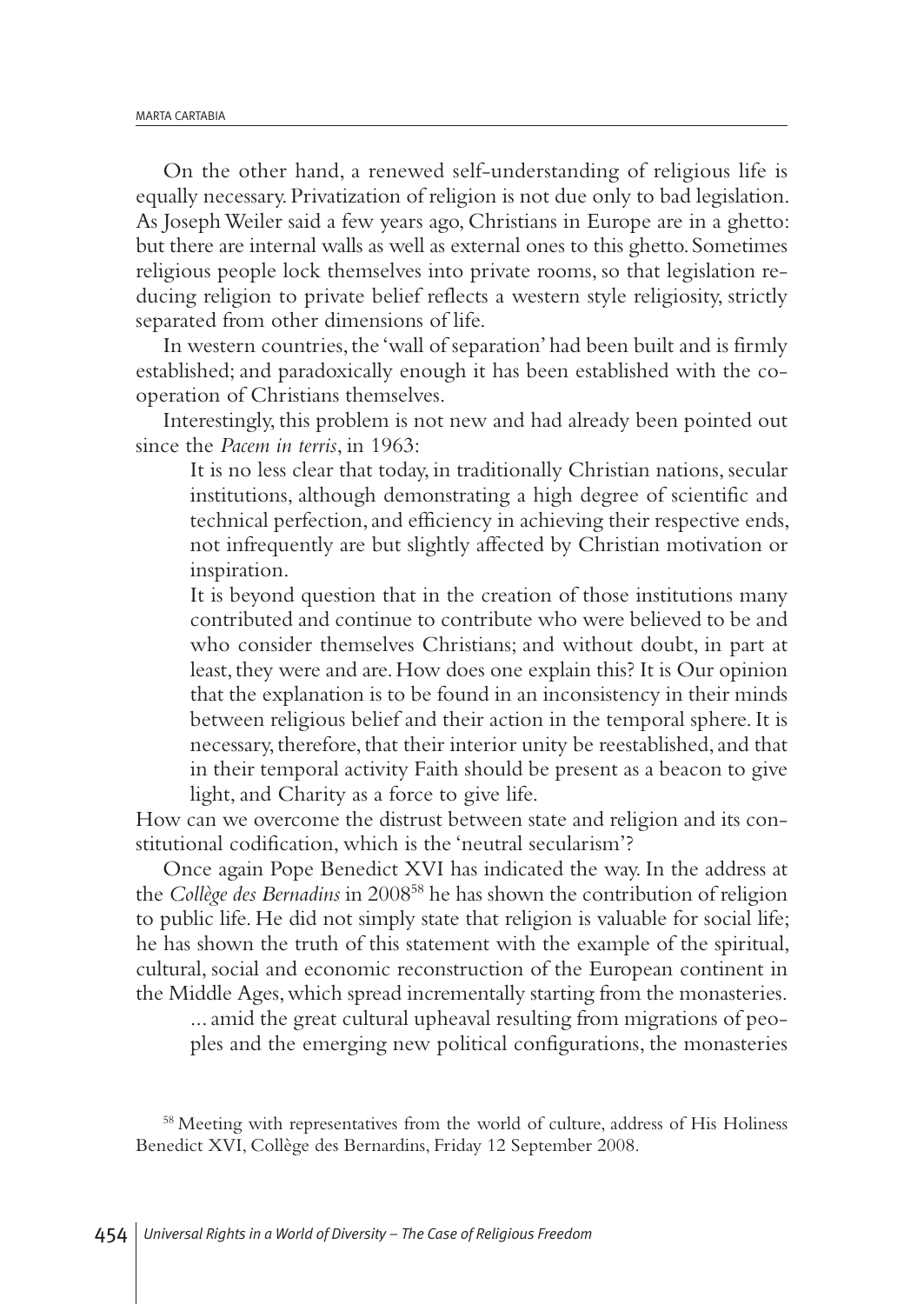On the other hand, a renewed self-understanding of religious life is equally necessary. Privatization of religion is not due only to bad legislation. As Joseph Weiler said a few years ago, Christians in Europe are in a ghetto: but there are internal walls as well as external ones to this ghetto. Sometimes religious people lock themselves into private rooms, so that legislation reducing religion to private belief reflects a western style religiosity, strictly separated from other dimensions of life.

In western countries, the 'wall of separation' had been built and is firmly established; and paradoxically enough it has been established with the cooperation of Christians themselves.

Interestingly, this problem is not new and had already been pointed out since the *Pacem in terris*, in 1963:

> It is no less clear that today, in traditionally Christian nations, secular institutions, although demonstrating a high degree of scientific and technical perfection, and efficiency in achieving their respective ends, not infrequently are but slightly affected by Christian motivation or inspiration.
>
> It is beyond question that in the creation of those institutions many contributed and continue to contribute who were believed to be and who consider themselves Christians; and without doubt, in part at least, they were and are. How does one explain this? It is Our opinion that the explanation is to be found in an inconsistency in their minds between religious belief and their action in the temporal sphere. It is necessary, therefore, that their interior unity be reestablished, and that in their temporal activity Faith should be present as a beacon to give light, and Charity as a force to give life.

How can we overcome the distrust between state and religion and its constitutional codification, which is the 'neutral secularism'?

Once again Pope Benedict XVI has indicated the way. In the address at the *Collège des Bernadins* in 2008[58] he has shown the contribution of religion to public life. He did not simply state that religion is valuable for social life; he has shown the truth of this statement with the example of the spiritual, cultural, social and economic reconstruction of the European continent in the Middle Ages, which spread incrementally starting from the monasteries.

> ... amid the great cultural upheaval resulting from migrations of peoples and the emerging new political configurations, the monasteries

[58] Meeting with representatives from the world of culture, address of His Holiness Benedict XVI, Collège des Bernardins, Friday 12 September 2008.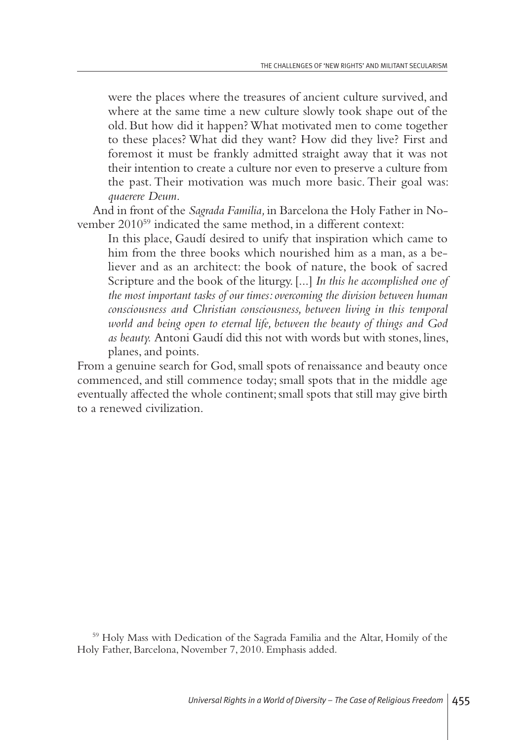> were the places where the treasures of ancient culture survived, and where at the same time a new culture slowly took shape out of the old. But how did it happen? What motivated men to come together to these places? What did they want? How did they live? First and foremost it must be frankly admitted straight away that it was not their intention to create a culture nor even to preserve a culture from the past. Their motivation was much more basic. Their goal was: *quaerere Deum*.

And in front of the *Sagrada Familia,* in Barcelona the Holy Father in November 2010[59] indicated the same method, in a different context:

> In this place, Gaudí desired to unify that inspiration which came to him from the three books which nourished him as a man, as a believer and as an architect: the book of nature, the book of sacred Scripture and the book of the liturgy. [...] *In this he accomplished one of the most important tasks of our times: overcoming the division between human consciousness and Christian consciousness, between living in this temporal world and being open to eternal life, between the beauty of things and God as beauty.* Antoni Gaudí did this not with words but with stones, lines, planes, and points.

From a genuine search for God, small spots of renaissance and beauty once commenced, and still commence today; small spots that in the middle age eventually affected the whole continent; small spots that still may give birth to a renewed civilization.

[59] Holy Mass with Dedication of the Sagrada Familia and the Altar, Homily of the Holy Father, Barcelona, November 7, 2010. Emphasis added.